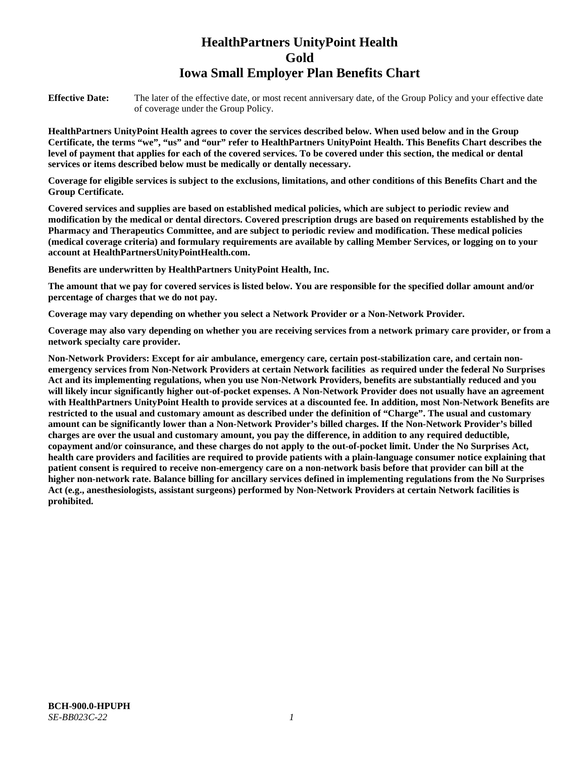# HealthPartners UnityPoint Health
# Gold
# Iowa Small Employer Plan Benefits Chart

**Effective Date:** The later of the effective date, or most recent anniversary date, of the Group Policy and your effective date of coverage under the Group Policy.

**HealthPartners UnityPoint Health agrees to cover the services described below. When used below and in the Group Certificate, the terms "we", "us" and "our" refer to HealthPartners UnityPoint Health. This Benefits Chart describes the level of payment that applies for each of the covered services. To be covered under this section, the medical or dental services or items described below must be medically or dentally necessary.**

**Coverage for eligible services is subject to the exclusions, limitations, and other conditions of this Benefits Chart and the Group Certificate.**

**Covered services and supplies are based on established medical policies, which are subject to periodic review and modification by the medical or dental directors. Covered prescription drugs are based on requirements established by the Pharmacy and Therapeutics Committee, and are subject to periodic review and modification. These medical policies (medical coverage criteria) and formulary requirements are available by calling Member Services, or logging on to your account at HealthPartnersUnityPointHealth.com.**

**Benefits are underwritten by HealthPartners UnityPoint Health, Inc.**

**The amount that we pay for covered services is listed below. You are responsible for the specified dollar amount and/or percentage of charges that we do not pay.**

**Coverage may vary depending on whether you select a Network Provider or a Non-Network Provider.**

**Coverage may also vary depending on whether you are receiving services from a network primary care provider, or from a network specialty care provider.**

**Non-Network Providers: Except for air ambulance, emergency care, certain post-stabilization care, and certain non-emergency services from Non-Network Providers at certain Network facilities as required under the federal No Surprises Act and its implementing regulations, when you use Non-Network Providers, benefits are substantially reduced and you will likely incur significantly higher out-of-pocket expenses. A Non-Network Provider does not usually have an agreement with HealthPartners UnityPoint Health to provide services at a discounted fee. In addition, most Non-Network Benefits are restricted to the usual and customary amount as described under the definition of "Charge". The usual and customary amount can be significantly lower than a Non-Network Provider's billed charges. If the Non-Network Provider's billed charges are over the usual and customary amount, you pay the difference, in addition to any required deductible, copayment and/or coinsurance, and these charges do not apply to the out-of-pocket limit. Under the No Surprises Act, health care providers and facilities are required to provide patients with a plain-language consumer notice explaining that patient consent is required to receive non-emergency care on a non-network basis before that provider can bill at the higher non-network rate. Balance billing for ancillary services defined in implementing regulations from the No Surprises Act (e.g., anesthesiologists, assistant surgeons) performed by Non-Network Providers at certain Network facilities is prohibited.**

**BCH-900.0-HPUPH**
*SE-BB023C-22*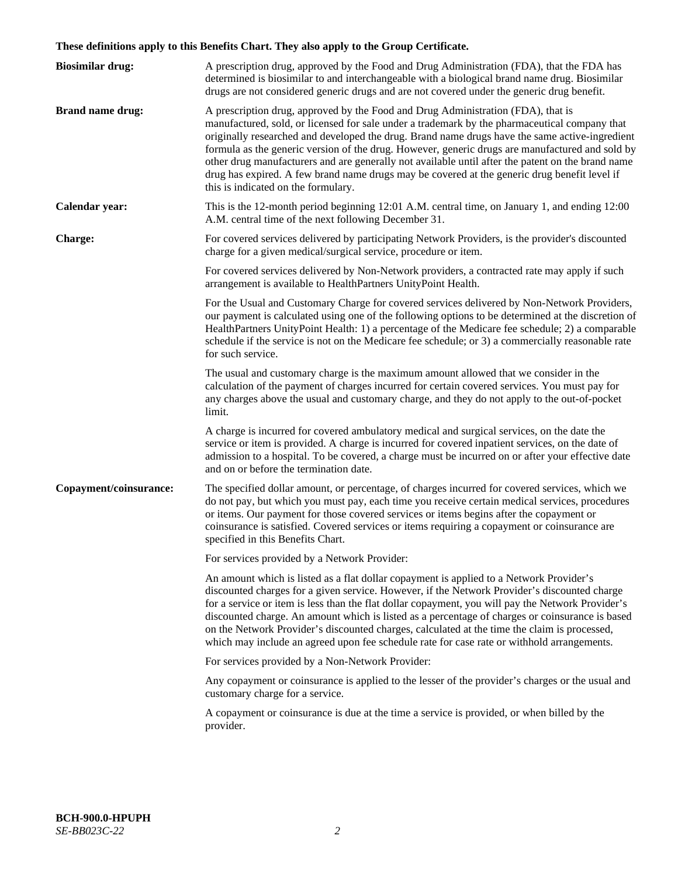**These definitions apply to this Benefits Chart. They also apply to the Group Certificate.**

**Biosimilar drug:** A prescription drug, approved by the Food and Drug Administration (FDA), that the FDA has determined is biosimilar to and interchangeable with a biological brand name drug. Biosimilar drugs are not considered generic drugs and are not covered under the generic drug benefit.

**Brand name drug:** A prescription drug, approved by the Food and Drug Administration (FDA), that is manufactured, sold, or licensed for sale under a trademark by the pharmaceutical company that originally researched and developed the drug. Brand name drugs have the same active-ingredient formula as the generic version of the drug. However, generic drugs are manufactured and sold by other drug manufacturers and are generally not available until after the patent on the brand name drug has expired. A few brand name drugs may be covered at the generic drug benefit level if this is indicated on the formulary.

**Calendar year:** This is the 12-month period beginning 12:01 A.M. central time, on January 1, and ending 12:00 A.M. central time of the next following December 31.

**Charge:** For covered services delivered by participating Network Providers, is the provider's discounted charge for a given medical/surgical service, procedure or item.

For covered services delivered by Non-Network providers, a contracted rate may apply if such arrangement is available to HealthPartners UnityPoint Health.

For the Usual and Customary Charge for covered services delivered by Non-Network Providers, our payment is calculated using one of the following options to be determined at the discretion of HealthPartners UnityPoint Health: 1) a percentage of the Medicare fee schedule; 2) a comparable schedule if the service is not on the Medicare fee schedule; or 3) a commercially reasonable rate for such service.

The usual and customary charge is the maximum amount allowed that we consider in the calculation of the payment of charges incurred for certain covered services. You must pay for any charges above the usual and customary charge, and they do not apply to the out-of-pocket limit.

A charge is incurred for covered ambulatory medical and surgical services, on the date the service or item is provided. A charge is incurred for covered inpatient services, on the date of admission to a hospital. To be covered, a charge must be incurred on or after your effective date and on or before the termination date.

**Copayment/coinsurance:** The specified dollar amount, or percentage, of charges incurred for covered services, which we do not pay, but which you must pay, each time you receive certain medical services, procedures or items. Our payment for those covered services or items begins after the copayment or coinsurance is satisfied. Covered services or items requiring a copayment or coinsurance are specified in this Benefits Chart.

For services provided by a Network Provider:

An amount which is listed as a flat dollar copayment is applied to a Network Provider's discounted charges for a given service. However, if the Network Provider's discounted charge for a service or item is less than the flat dollar copayment, you will pay the Network Provider's discounted charge. An amount which is listed as a percentage of charges or coinsurance is based on the Network Provider's discounted charges, calculated at the time the claim is processed, which may include an agreed upon fee schedule rate for case rate or withhold arrangements.

For services provided by a Non-Network Provider:

Any copayment or coinsurance is applied to the lesser of the provider's charges or the usual and customary charge for a service.

A copayment or coinsurance is due at the time a service is provided, or when billed by the provider.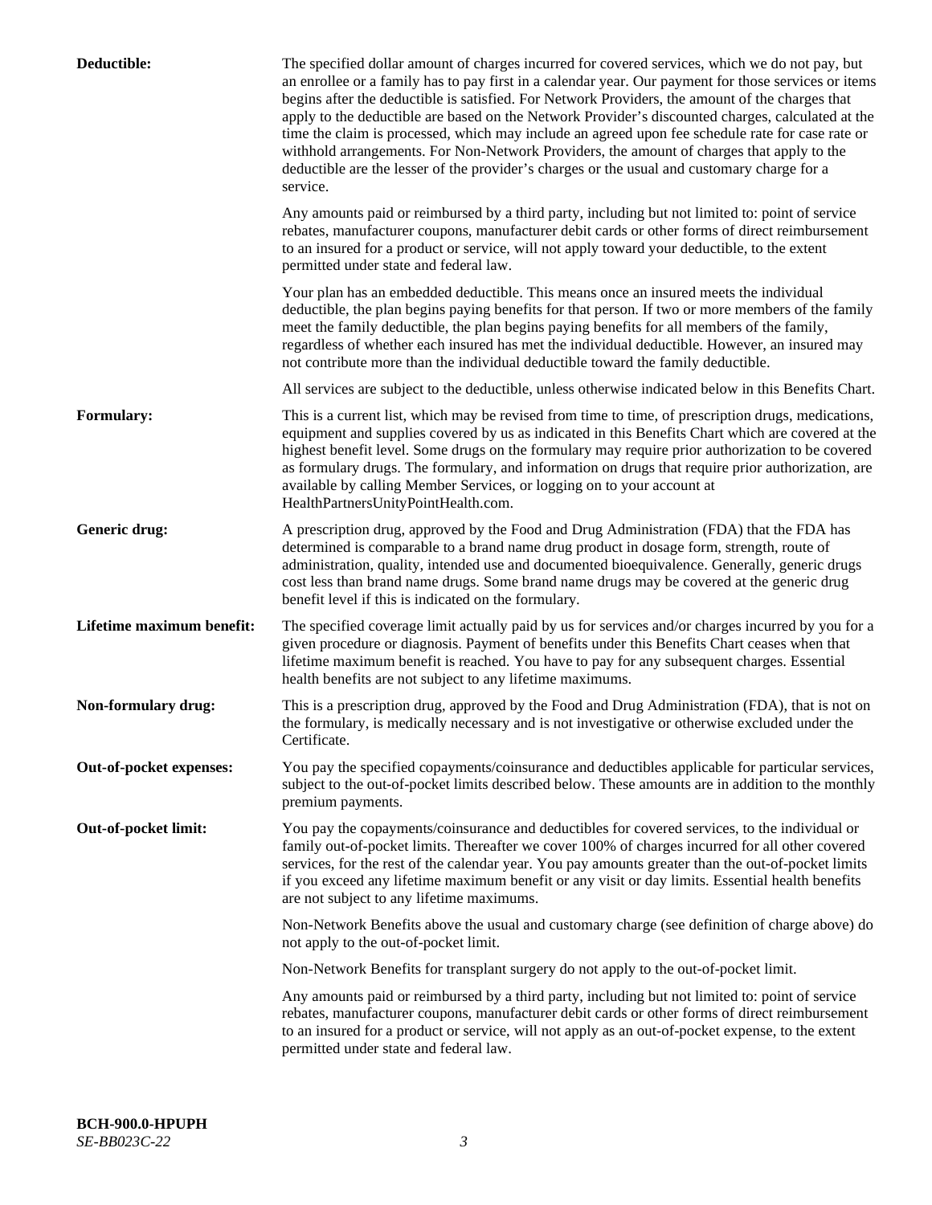**Deductible:** The specified dollar amount of charges incurred for covered services, which we do not pay, but an enrollee or a family has to pay first in a calendar year. Our payment for those services or items begins after the deductible is satisfied. For Network Providers, the amount of the charges that apply to the deductible are based on the Network Provider's discounted charges, calculated at the time the claim is processed, which may include an agreed upon fee schedule rate for case rate or withhold arrangements. For Non-Network Providers, the amount of charges that apply to the deductible are the lesser of the provider's charges or the usual and customary charge for a service.

Any amounts paid or reimbursed by a third party, including but not limited to: point of service rebates, manufacturer coupons, manufacturer debit cards or other forms of direct reimbursement to an insured for a product or service, will not apply toward your deductible, to the extent permitted under state and federal law.

Your plan has an embedded deductible. This means once an insured meets the individual deductible, the plan begins paying benefits for that person. If two or more members of the family meet the family deductible, the plan begins paying benefits for all members of the family, regardless of whether each insured has met the individual deductible. However, an insured may not contribute more than the individual deductible toward the family deductible.

All services are subject to the deductible, unless otherwise indicated below in this Benefits Chart.

**Formulary:** This is a current list, which may be revised from time to time, of prescription drugs, medications, equipment and supplies covered by us as indicated in this Benefits Chart which are covered at the highest benefit level. Some drugs on the formulary may require prior authorization to be covered as formulary drugs. The formulary, and information on drugs that require prior authorization, are available by calling Member Services, or logging on to your account at HealthPartnersUnityPointHealth.com.

**Generic drug:** A prescription drug, approved by the Food and Drug Administration (FDA) that the FDA has determined is comparable to a brand name drug product in dosage form, strength, route of administration, quality, intended use and documented bioequivalence. Generally, generic drugs cost less than brand name drugs. Some brand name drugs may be covered at the generic drug benefit level if this is indicated on the formulary.

**Lifetime maximum benefit:** The specified coverage limit actually paid by us for services and/or charges incurred by you for a given procedure or diagnosis. Payment of benefits under this Benefits Chart ceases when that lifetime maximum benefit is reached. You have to pay for any subsequent charges. Essential health benefits are not subject to any lifetime maximums.

**Non-formulary drug:** This is a prescription drug, approved by the Food and Drug Administration (FDA), that is not on the formulary, is medically necessary and is not investigative or otherwise excluded under the Certificate.

**Out-of-pocket expenses:** You pay the specified copayments/coinsurance and deductibles applicable for particular services, subject to the out-of-pocket limits described below. These amounts are in addition to the monthly premium payments.

**Out-of-pocket limit:** You pay the copayments/coinsurance and deductibles for covered services, to the individual or family out-of-pocket limits. Thereafter we cover 100% of charges incurred for all other covered services, for the rest of the calendar year. You pay amounts greater than the out-of-pocket limits if you exceed any lifetime maximum benefit or any visit or day limits. Essential health benefits are not subject to any lifetime maximums.

Non-Network Benefits above the usual and customary charge (see definition of charge above) do not apply to the out-of-pocket limit.

Non-Network Benefits for transplant surgery do not apply to the out-of-pocket limit.

Any amounts paid or reimbursed by a third party, including but not limited to: point of service rebates, manufacturer coupons, manufacturer debit cards or other forms of direct reimbursement to an insured for a product or service, will not apply as an out-of-pocket expense, to the extent permitted under state and federal law.

**BCH-900.0-HPUPH**
*SE-BB023C-22*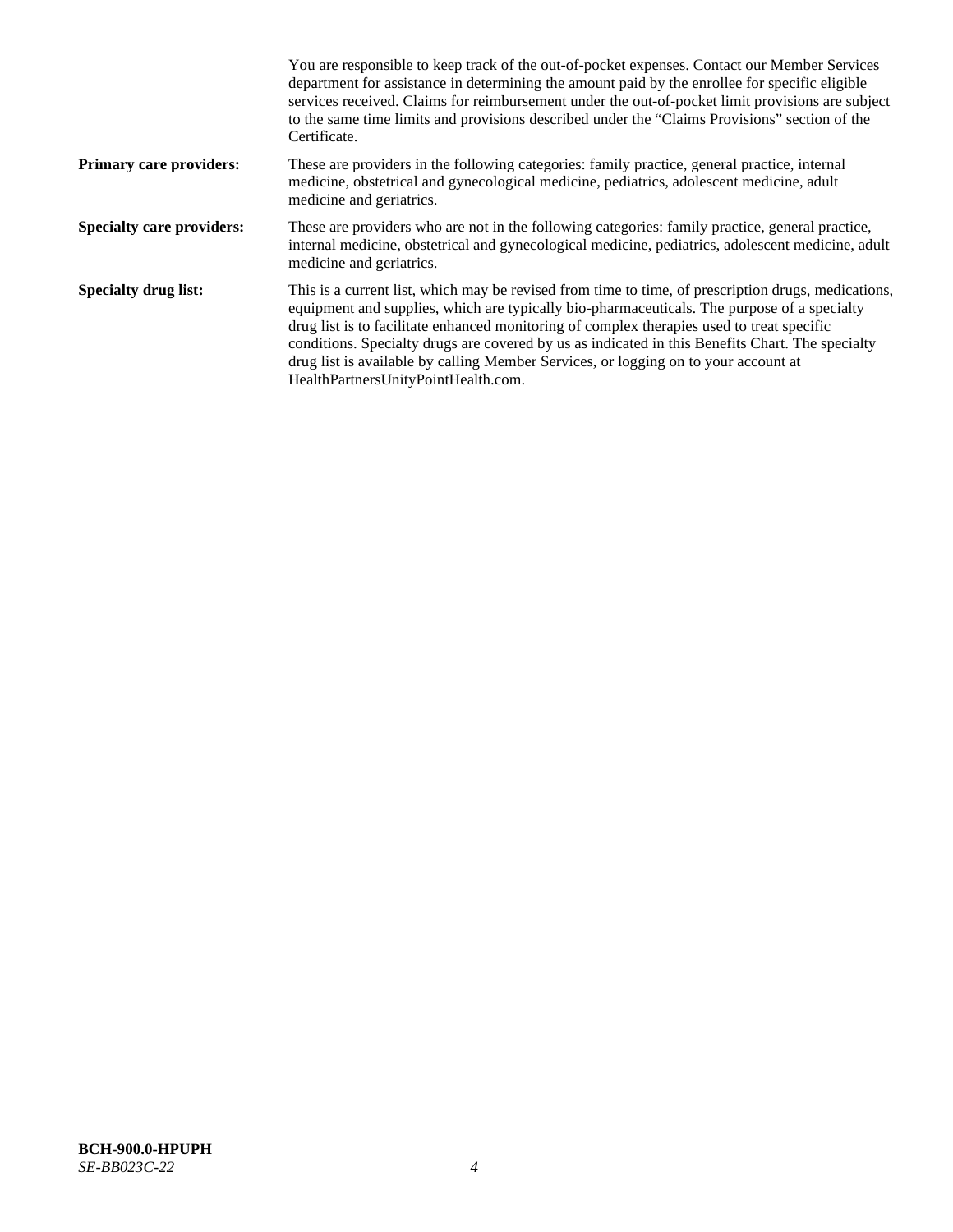You are responsible to keep track of the out-of-pocket expenses. Contact our Member Services department for assistance in determining the amount paid by the enrollee for specific eligible services received. Claims for reimbursement under the out-of-pocket limit provisions are subject to the same time limits and provisions described under the "Claims Provisions" section of the Certificate.

**Primary care providers:** These are providers in the following categories: family practice, general practice, internal medicine, obstetrical and gynecological medicine, pediatrics, adolescent medicine, adult medicine and geriatrics.

**Specialty care providers:** These are providers who are not in the following categories: family practice, general practice, internal medicine, obstetrical and gynecological medicine, pediatrics, adolescent medicine, adult medicine and geriatrics.

**Specialty drug list:** This is a current list, which may be revised from time to time, of prescription drugs, medications, equipment and supplies, which are typically bio-pharmaceuticals. The purpose of a specialty drug list is to facilitate enhanced monitoring of complex therapies used to treat specific conditions. Specialty drugs are covered by us as indicated in this Benefits Chart. The specialty drug list is available by calling Member Services, or logging on to your account at HealthPartnersUnityPointHealth.com.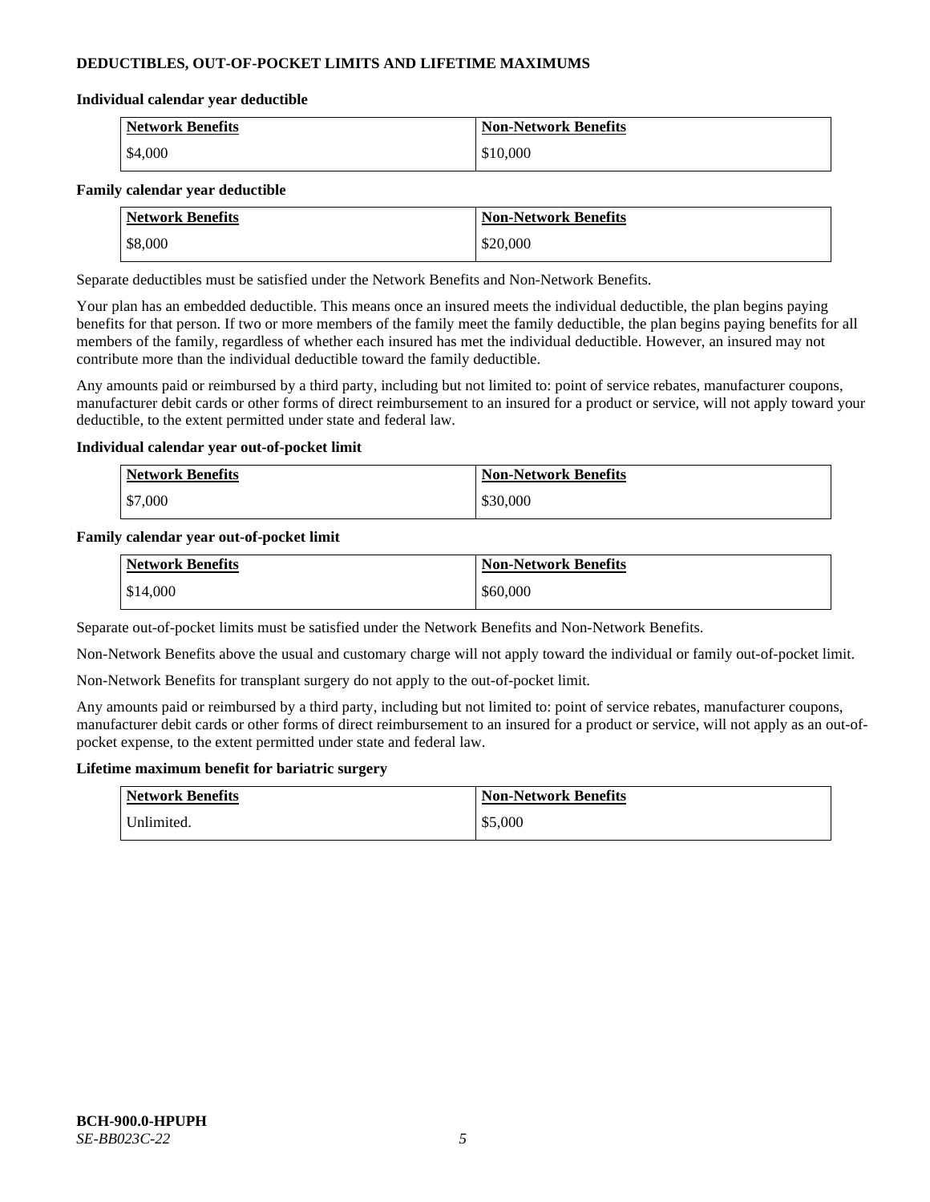## DEDUCTIBLES, OUT-OF-POCKET LIMITS AND LIFETIME MAXIMUMS

**Individual calendar year deductible**

| Network Benefits | Non-Network Benefits |
|---|---|
| $4,000 | $10,000 |

**Family calendar year deductible**

| Network Benefits | Non-Network Benefits |
|---|---|
| $8,000 | $20,000 |

Separate deductibles must be satisfied under the Network Benefits and Non-Network Benefits.

Your plan has an embedded deductible. This means once an insured meets the individual deductible, the plan begins paying benefits for that person. If two or more members of the family meet the family deductible, the plan begins paying benefits for all members of the family, regardless of whether each insured has met the individual deductible. However, an insured may not contribute more than the individual deductible toward the family deductible.

Any amounts paid or reimbursed by a third party, including but not limited to: point of service rebates, manufacturer coupons, manufacturer debit cards or other forms of direct reimbursement to an insured for a product or service, will not apply toward your deductible, to the extent permitted under state and federal law.

**Individual calendar year out-of-pocket limit**

| Network Benefits | Non-Network Benefits |
|---|---|
| $7,000 | $30,000 |

**Family calendar year out-of-pocket limit**

| Network Benefits | Non-Network Benefits |
|---|---|
| $14,000 | $60,000 |

Separate out-of-pocket limits must be satisfied under the Network Benefits and Non-Network Benefits.

Non-Network Benefits above the usual and customary charge will not apply toward the individual or family out-of-pocket limit.

Non-Network Benefits for transplant surgery do not apply to the out-of-pocket limit.

Any amounts paid or reimbursed by a third party, including but not limited to: point of service rebates, manufacturer coupons, manufacturer debit cards or other forms of direct reimbursement to an insured for a product or service, will not apply as an out-of-pocket expense, to the extent permitted under state and federal law.

**Lifetime maximum benefit for bariatric surgery**

| Network Benefits | Non-Network Benefits |
|---|---|
| Unlimited. | $5,000 |

**BCH-900.0-HPUPH**
*SE-BB023C-22*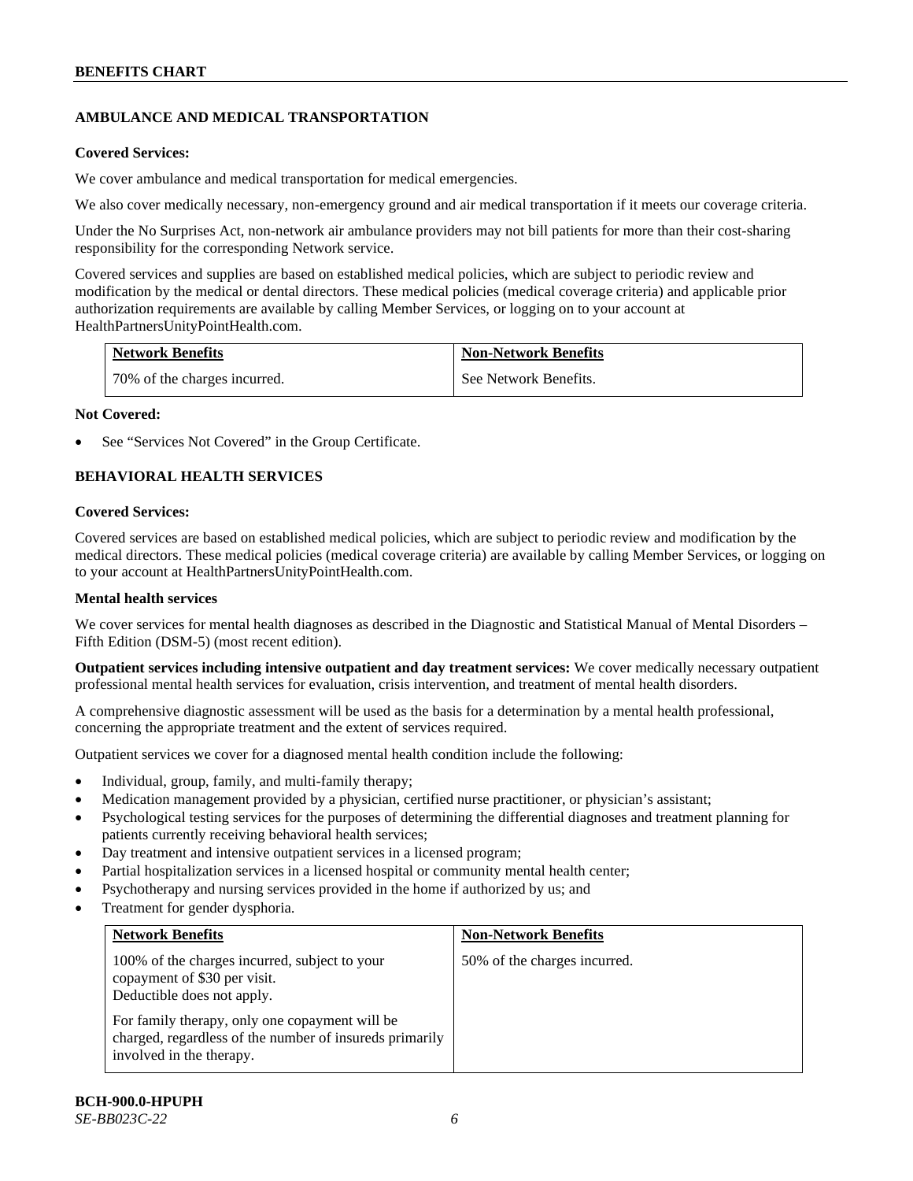## AMBULANCE AND MEDICAL TRANSPORTATION

**Covered Services:**

We cover ambulance and medical transportation for medical emergencies.

We also cover medically necessary, non-emergency ground and air medical transportation if it meets our coverage criteria.

Under the No Surprises Act, non-network air ambulance providers may not bill patients for more than their cost-sharing responsibility for the corresponding Network service.

Covered services and supplies are based on established medical policies, which are subject to periodic review and modification by the medical or dental directors. These medical policies (medical coverage criteria) and applicable prior authorization requirements are available by calling Member Services, or logging on to your account at HealthPartnersUnityPointHealth.com.

| Network Benefits | Non-Network Benefits |
|---|---|
| 70% of the charges incurred. | See Network Benefits. |

**Not Covered:**

- See "Services Not Covered" in the Group Certificate.

## BEHAVIORAL HEALTH SERVICES

**Covered Services:**

Covered services are based on established medical policies, which are subject to periodic review and modification by the medical directors. These medical policies (medical coverage criteria) are available by calling Member Services, or logging on to your account at HealthPartnersUnityPointHealth.com.

**Mental health services**

We cover services for mental health diagnoses as described in the Diagnostic and Statistical Manual of Mental Disorders – Fifth Edition (DSM-5) (most recent edition).

**Outpatient services including intensive outpatient and day treatment services:** We cover medically necessary outpatient professional mental health services for evaluation, crisis intervention, and treatment of mental health disorders.

A comprehensive diagnostic assessment will be used as the basis for a determination by a mental health professional, concerning the appropriate treatment and the extent of services required.

Outpatient services we cover for a diagnosed mental health condition include the following:

- Individual, group, family, and multi-family therapy;
- Medication management provided by a physician, certified nurse practitioner, or physician's assistant;
- Psychological testing services for the purposes of determining the differential diagnoses and treatment planning for patients currently receiving behavioral health services;
- Day treatment and intensive outpatient services in a licensed program;
- Partial hospitalization services in a licensed hospital or community mental health center;
- Psychotherapy and nursing services provided in the home if authorized by us; and
- Treatment for gender dysphoria.

| Network Benefits | Non-Network Benefits |
|---|---|
| 100% of the charges incurred, subject to your copayment of $30 per visit. Deductible does not apply.<br><br>For family therapy, only one copayment will be charged, regardless of the number of insureds primarily involved in the therapy. | 50% of the charges incurred. |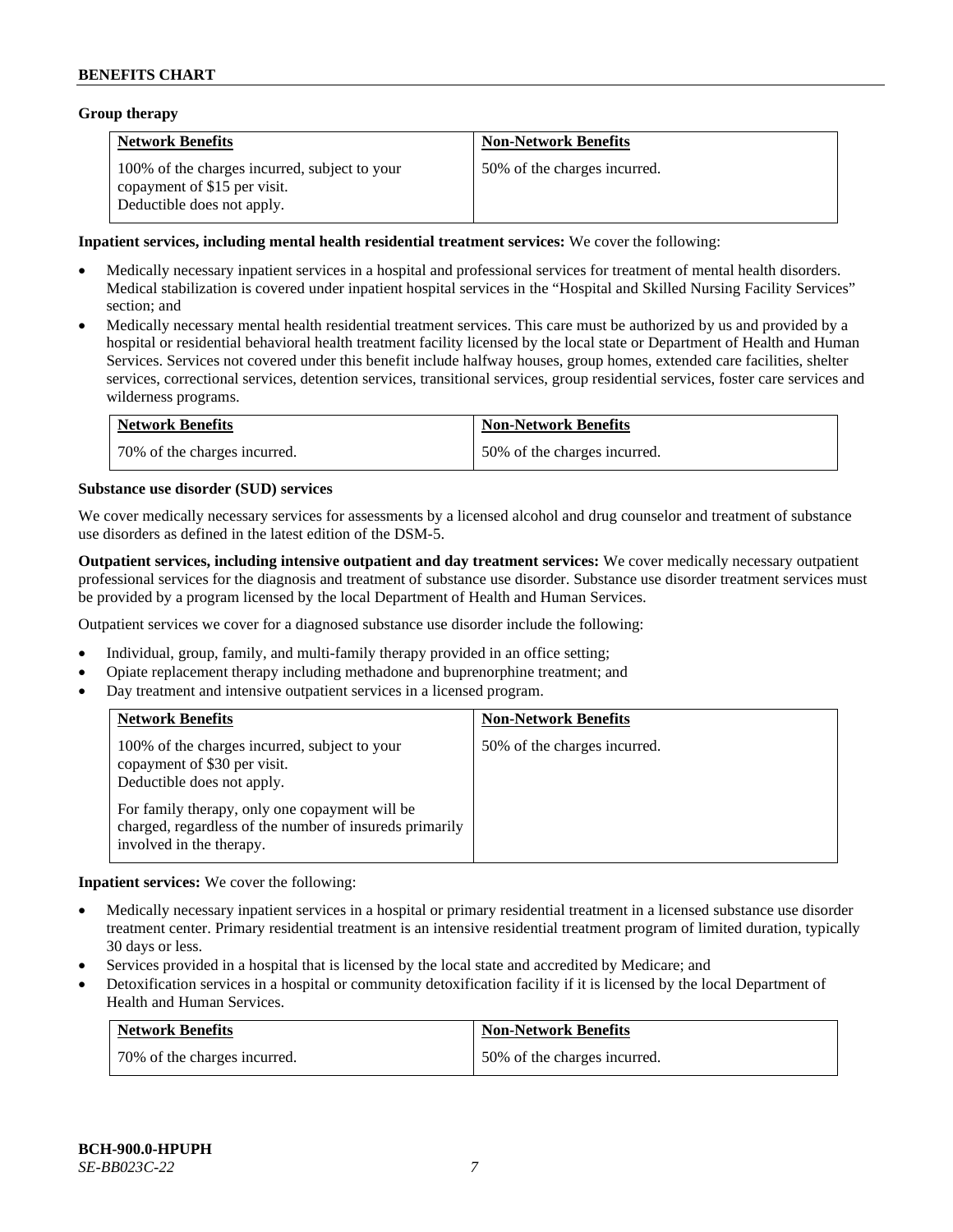**Group therapy**

| Network Benefits | Non-Network Benefits |
| --- | --- |
| 100% of the charges incurred, subject to your copayment of $15 per visit. Deductible does not apply. | 50% of the charges incurred. |

**Inpatient services, including mental health residential treatment services:** We cover the following:

- Medically necessary inpatient services in a hospital and professional services for treatment of mental health disorders. Medical stabilization is covered under inpatient hospital services in the "Hospital and Skilled Nursing Facility Services" section; and
- Medically necessary mental health residential treatment services. This care must be authorized by us and provided by a hospital or residential behavioral health treatment facility licensed by the local state or Department of Health and Human Services. Services not covered under this benefit include halfway houses, group homes, extended care facilities, shelter services, correctional services, detention services, transitional services, group residential services, foster care services and wilderness programs.

| Network Benefits | Non-Network Benefits |
| --- | --- |
| 70% of the charges incurred. | 50% of the charges incurred. |

**Substance use disorder (SUD) services**

We cover medically necessary services for assessments by a licensed alcohol and drug counselor and treatment of substance use disorders as defined in the latest edition of the DSM-5.

**Outpatient services, including intensive outpatient and day treatment services:** We cover medically necessary outpatient professional services for the diagnosis and treatment of substance use disorder. Substance use disorder treatment services must be provided by a program licensed by the local Department of Health and Human Services.

Outpatient services we cover for a diagnosed substance use disorder include the following:

- Individual, group, family, and multi-family therapy provided in an office setting;
- Opiate replacement therapy including methadone and buprenorphine treatment; and
- Day treatment and intensive outpatient services in a licensed program.

| Network Benefits | Non-Network Benefits |
| --- | --- |
| 100% of the charges incurred, subject to your copayment of $30 per visit. Deductible does not apply.<br><br>For family therapy, only one copayment will be charged, regardless of the number of insureds primarily involved in the therapy. | 50% of the charges incurred. |

**Inpatient services:** We cover the following:

- Medically necessary inpatient services in a hospital or primary residential treatment in a licensed substance use disorder treatment center. Primary residential treatment is an intensive residential treatment program of limited duration, typically 30 days or less.
- Services provided in a hospital that is licensed by the local state and accredited by Medicare; and
- Detoxification services in a hospital or community detoxification facility if it is licensed by the local Department of Health and Human Services.

| Network Benefits | Non-Network Benefits |
| --- | --- |
| 70% of the charges incurred. | 50% of the charges incurred. |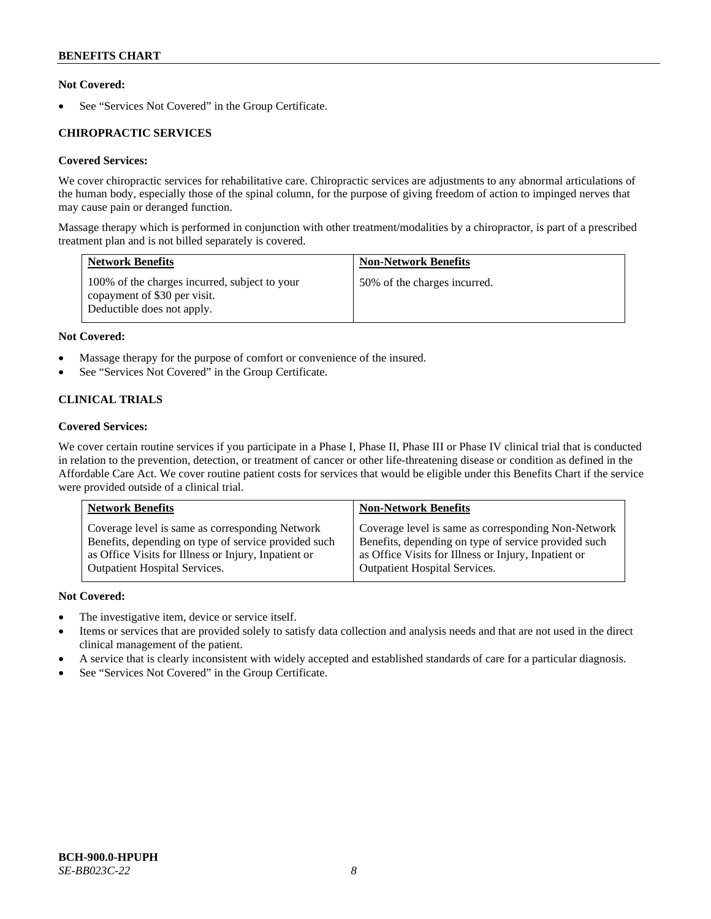**Not Covered:**

- See "Services Not Covered" in the Group Certificate.

### CHIROPRACTIC SERVICES

**Covered Services:**

We cover chiropractic services for rehabilitative care. Chiropractic services are adjustments to any abnormal articulations of the human body, especially those of the spinal column, for the purpose of giving freedom of action to impinged nerves that may cause pain or deranged function.

Massage therapy which is performed in conjunction with other treatment/modalities by a chiropractor, is part of a prescribed treatment plan and is not billed separately is covered.

| Network Benefits | Non-Network Benefits |
| --- | --- |
| 100% of the charges incurred, subject to your copayment of $30 per visit. Deductible does not apply. | 50% of the charges incurred. |

**Not Covered:**

- Massage therapy for the purpose of comfort or convenience of the insured.
- See "Services Not Covered" in the Group Certificate.

### CLINICAL TRIALS

**Covered Services:**

We cover certain routine services if you participate in a Phase I, Phase II, Phase III or Phase IV clinical trial that is conducted in relation to the prevention, detection, or treatment of cancer or other life-threatening disease or condition as defined in the Affordable Care Act. We cover routine patient costs for services that would be eligible under this Benefits Chart if the service were provided outside of a clinical trial.

| Network Benefits | Non-Network Benefits |
| --- | --- |
| Coverage level is same as corresponding Network Benefits, depending on type of service provided such as Office Visits for Illness or Injury, Inpatient or Outpatient Hospital Services. | Coverage level is same as corresponding Non-Network Benefits, depending on type of service provided such as Office Visits for Illness or Injury, Inpatient or Outpatient Hospital Services. |

**Not Covered:**

- The investigative item, device or service itself.
- Items or services that are provided solely to satisfy data collection and analysis needs and that are not used in the direct clinical management of the patient.
- A service that is clearly inconsistent with widely accepted and established standards of care for a particular diagnosis.
- See "Services Not Covered" in the Group Certificate.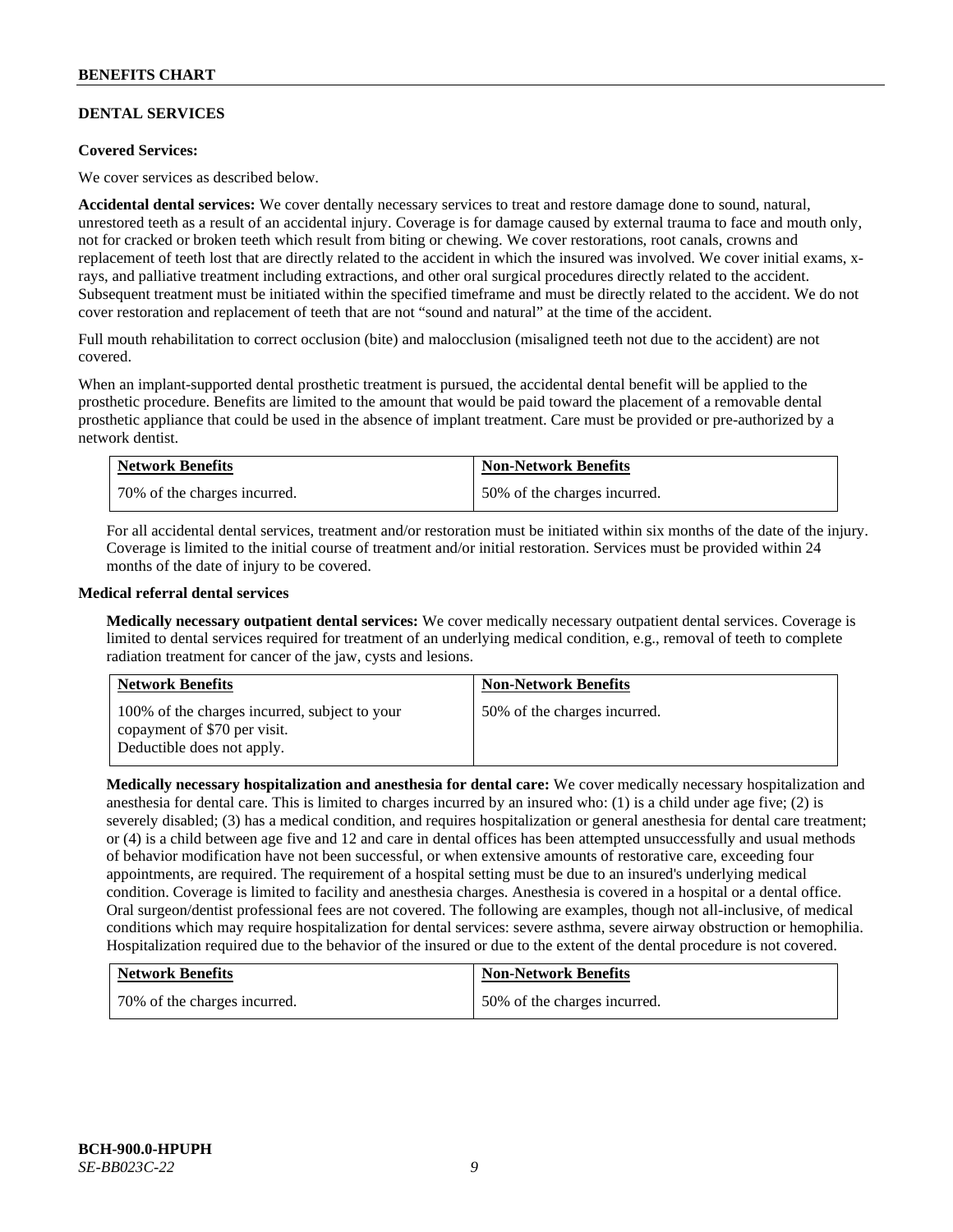## DENTAL SERVICES

**Covered Services:**

We cover services as described below.

**Accidental dental services:** We cover dentally necessary services to treat and restore damage done to sound, natural, unrestored teeth as a result of an accidental injury. Coverage is for damage caused by external trauma to face and mouth only, not for cracked or broken teeth which result from biting or chewing. We cover restorations, root canals, crowns and replacement of teeth lost that are directly related to the accident in which the insured was involved. We cover initial exams, x-rays, and palliative treatment including extractions, and other oral surgical procedures directly related to the accident. Subsequent treatment must be initiated within the specified timeframe and must be directly related to the accident. We do not cover restoration and replacement of teeth that are not "sound and natural" at the time of the accident.

Full mouth rehabilitation to correct occlusion (bite) and malocclusion (misaligned teeth not due to the accident) are not covered.

When an implant-supported dental prosthetic treatment is pursued, the accidental dental benefit will be applied to the prosthetic procedure. Benefits are limited to the amount that would be paid toward the placement of a removable dental prosthetic appliance that could be used in the absence of implant treatment. Care must be provided or pre-authorized by a network dentist.

| Network Benefits | Non-Network Benefits |
|---|---|
| 70% of the charges incurred. | 50% of the charges incurred. |

For all accidental dental services, treatment and/or restoration must be initiated within six months of the date of the injury. Coverage is limited to the initial course of treatment and/or initial restoration. Services must be provided within 24 months of the date of injury to be covered.

**Medical referral dental services**

**Medically necessary outpatient dental services:** We cover medically necessary outpatient dental services. Coverage is limited to dental services required for treatment of an underlying medical condition, e.g., removal of teeth to complete radiation treatment for cancer of the jaw, cysts and lesions.

| Network Benefits | Non-Network Benefits |
|---|---|
| 100% of the charges incurred, subject to your copayment of $70 per visit. Deductible does not apply. | 50% of the charges incurred. |

**Medically necessary hospitalization and anesthesia for dental care:** We cover medically necessary hospitalization and anesthesia for dental care. This is limited to charges incurred by an insured who: (1) is a child under age five; (2) is severely disabled; (3) has a medical condition, and requires hospitalization or general anesthesia for dental care treatment; or (4) is a child between age five and 12 and care in dental offices has been attempted unsuccessfully and usual methods of behavior modification have not been successful, or when extensive amounts of restorative care, exceeding four appointments, are required. The requirement of a hospital setting must be due to an insured's underlying medical condition. Coverage is limited to facility and anesthesia charges. Anesthesia is covered in a hospital or a dental office. Oral surgeon/dentist professional fees are not covered. The following are examples, though not all-inclusive, of medical conditions which may require hospitalization for dental services: severe asthma, severe airway obstruction or hemophilia. Hospitalization required due to the behavior of the insured or due to the extent of the dental procedure is not covered.

| Network Benefits | Non-Network Benefits |
|---|---|
| 70% of the charges incurred. | 50% of the charges incurred. |

BCH-900.0-HPUPH
*SE-BB023C-22*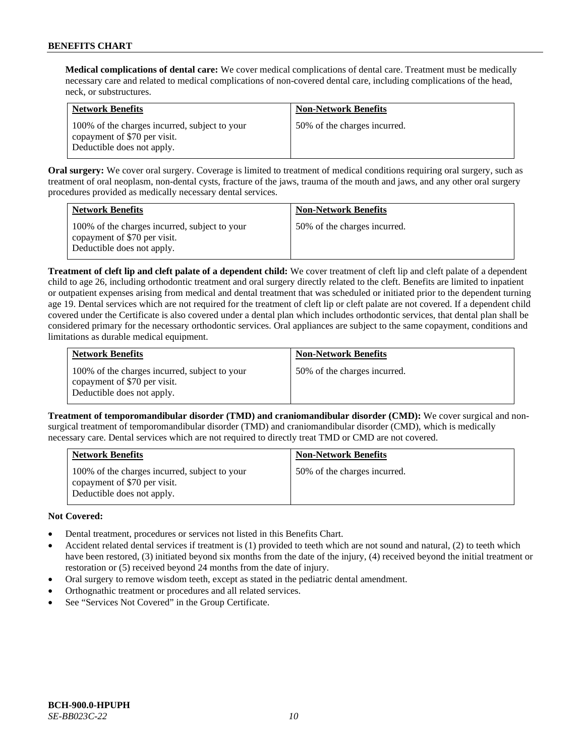**Medical complications of dental care:** We cover medical complications of dental care. Treatment must be medically necessary care and related to medical complications of non-covered dental care, including complications of the head, neck, or substructures.

| Network Benefits | Non-Network Benefits |
|---|---|
| 100% of the charges incurred, subject to your copayment of $70 per visit. Deductible does not apply. | 50% of the charges incurred. |

**Oral surgery:** We cover oral surgery. Coverage is limited to treatment of medical conditions requiring oral surgery, such as treatment of oral neoplasm, non-dental cysts, fracture of the jaws, trauma of the mouth and jaws, and any other oral surgery procedures provided as medically necessary dental services.

| Network Benefits | Non-Network Benefits |
|---|---|
| 100% of the charges incurred, subject to your copayment of $70 per visit. Deductible does not apply. | 50% of the charges incurred. |

**Treatment of cleft lip and cleft palate of a dependent child:** We cover treatment of cleft lip and cleft palate of a dependent child to age 26, including orthodontic treatment and oral surgery directly related to the cleft. Benefits are limited to inpatient or outpatient expenses arising from medical and dental treatment that was scheduled or initiated prior to the dependent turning age 19. Dental services which are not required for the treatment of cleft lip or cleft palate are not covered. If a dependent child covered under the Certificate is also covered under a dental plan which includes orthodontic services, that dental plan shall be considered primary for the necessary orthodontic services. Oral appliances are subject to the same copayment, conditions and limitations as durable medical equipment.

| Network Benefits | Non-Network Benefits |
|---|---|
| 100% of the charges incurred, subject to your copayment of $70 per visit. Deductible does not apply. | 50% of the charges incurred. |

**Treatment of temporomandibular disorder (TMD) and craniomandibular disorder (CMD):** We cover surgical and non-surgical treatment of temporomandibular disorder (TMD) and craniomandibular disorder (CMD), which is medically necessary care. Dental services which are not required to directly treat TMD or CMD are not covered.

| Network Benefits | Non-Network Benefits |
|---|---|
| 100% of the charges incurred, subject to your copayment of $70 per visit. Deductible does not apply. | 50% of the charges incurred. |

**Not Covered:**

- Dental treatment, procedures or services not listed in this Benefits Chart.
- Accident related dental services if treatment is (1) provided to teeth which are not sound and natural, (2) to teeth which have been restored, (3) initiated beyond six months from the date of the injury, (4) received beyond the initial treatment or restoration or (5) received beyond 24 months from the date of injury.
- Oral surgery to remove wisdom teeth, except as stated in the pediatric dental amendment.
- Orthognathic treatment or procedures and all related services.
- See "Services Not Covered" in the Group Certificate.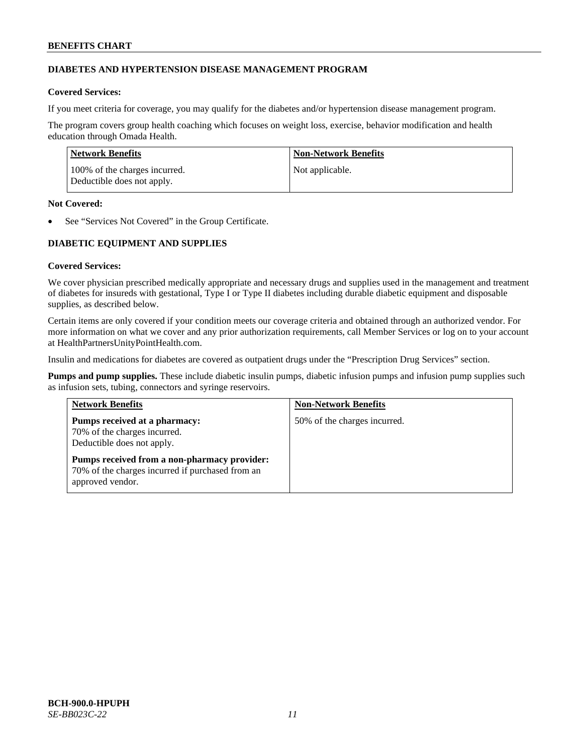## DIABETES AND HYPERTENSION DISEASE MANAGEMENT PROGRAM

**Covered Services:**

If you meet criteria for coverage, you may qualify for the diabetes and/or hypertension disease management program.

The program covers group health coaching which focuses on weight loss, exercise, behavior modification and health education through Omada Health.

| Network Benefits | Non-Network Benefits |
|---|---|
| 100% of the charges incurred.<br>Deductible does not apply. | Not applicable. |

**Not Covered:**

- See "Services Not Covered" in the Group Certificate.

## DIABETIC EQUIPMENT AND SUPPLIES

**Covered Services:**

We cover physician prescribed medically appropriate and necessary drugs and supplies used in the management and treatment of diabetes for insureds with gestational, Type I or Type II diabetes including durable diabetic equipment and disposable supplies, as described below.

Certain items are only covered if your condition meets our coverage criteria and obtained through an authorized vendor. For more information on what we cover and any prior authorization requirements, call Member Services or log on to your account at HealthPartnersUnityPointHealth.com.

Insulin and medications for diabetes are covered as outpatient drugs under the "Prescription Drug Services" section.

**Pumps and pump supplies.** These include diabetic insulin pumps, diabetic infusion pumps and infusion pump supplies such as infusion sets, tubing, connectors and syringe reservoirs.

| Network Benefits | Non-Network Benefits |
|---|---|
| **Pumps received at a pharmacy:**<br>70% of the charges incurred.<br>Deductible does not apply.<br><br>**Pumps received from a non-pharmacy provider:**<br>70% of the charges incurred if purchased from an approved vendor. | 50% of the charges incurred. |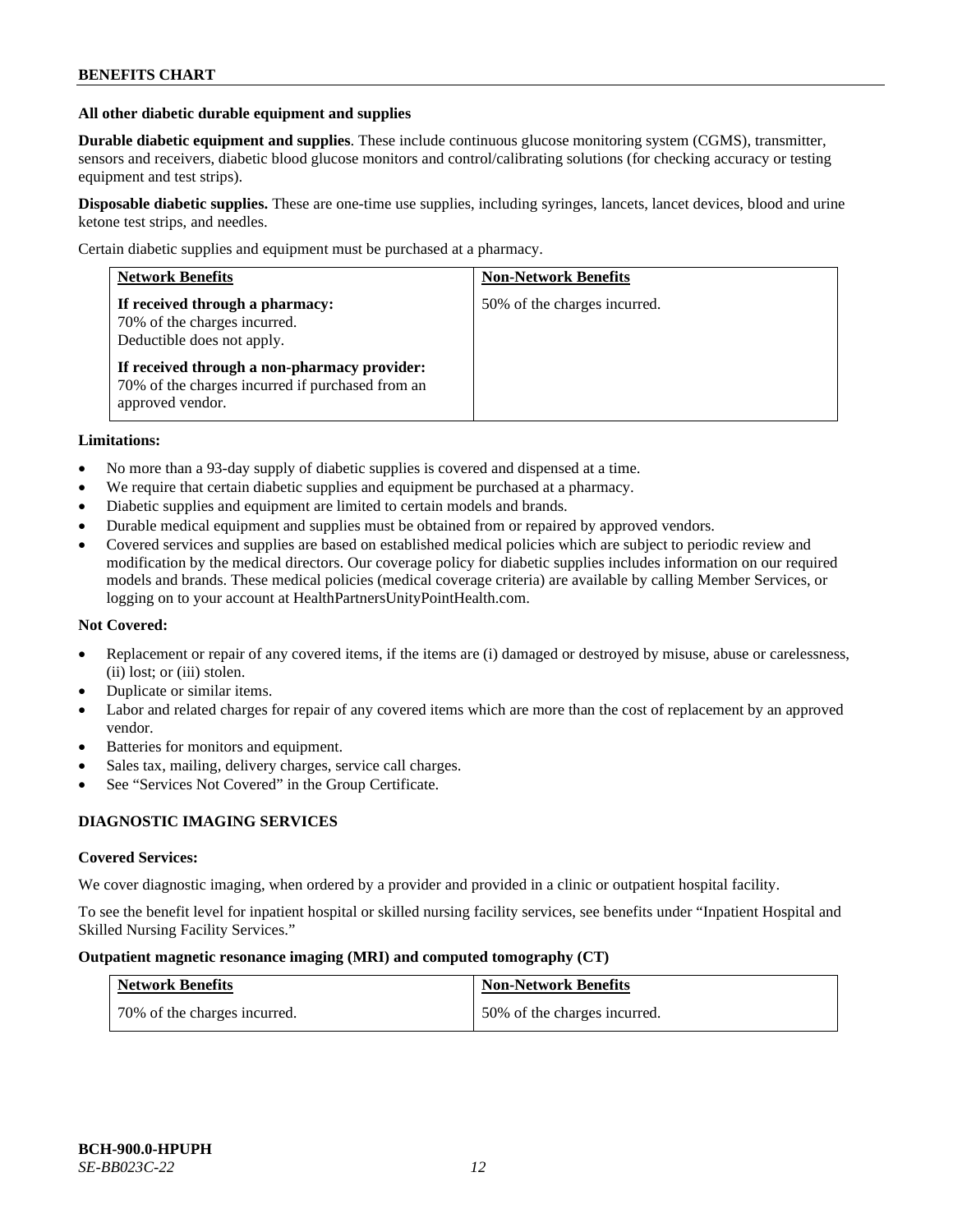**All other diabetic durable equipment and supplies**

**Durable diabetic equipment and supplies**. These include continuous glucose monitoring system (CGMS), transmitter, sensors and receivers, diabetic blood glucose monitors and control/calibrating solutions (for checking accuracy or testing equipment and test strips).

**Disposable diabetic supplies.** These are one-time use supplies, including syringes, lancets, lancet devices, blood and urine ketone test strips, and needles.

Certain diabetic supplies and equipment must be purchased at a pharmacy.

| Network Benefits | Non-Network Benefits |
| --- | --- |
| **If received through a pharmacy:** 70% of the charges incurred. Deductible does not apply. **If received through a non-pharmacy provider:** 70% of the charges incurred if purchased from an approved vendor. | 50% of the charges incurred. |

**Limitations:**

- No more than a 93-day supply of diabetic supplies is covered and dispensed at a time.
- We require that certain diabetic supplies and equipment be purchased at a pharmacy.
- Diabetic supplies and equipment are limited to certain models and brands.
- Durable medical equipment and supplies must be obtained from or repaired by approved vendors.
- Covered services and supplies are based on established medical policies which are subject to periodic review and modification by the medical directors. Our coverage policy for diabetic supplies includes information on our required models and brands. These medical policies (medical coverage criteria) are available by calling Member Services, or logging on to your account at HealthPartnersUnityPointHealth.com.

**Not Covered:**

- Replacement or repair of any covered items, if the items are (i) damaged or destroyed by misuse, abuse or carelessness, (ii) lost; or (iii) stolen.
- Duplicate or similar items.
- Labor and related charges for repair of any covered items which are more than the cost of replacement by an approved vendor.
- Batteries for monitors and equipment.
- Sales tax, mailing, delivery charges, service call charges.
- See "Services Not Covered" in the Group Certificate.

## DIAGNOSTIC IMAGING SERVICES

**Covered Services:**

We cover diagnostic imaging, when ordered by a provider and provided in a clinic or outpatient hospital facility.

To see the benefit level for inpatient hospital or skilled nursing facility services, see benefits under "Inpatient Hospital and Skilled Nursing Facility Services."

**Outpatient magnetic resonance imaging (MRI) and computed tomography (CT)**

| Network Benefits | Non-Network Benefits |
| --- | --- |
| 70% of the charges incurred. | 50% of the charges incurred. |

**BCH-900.0-HPUPH**
*SE-BB023C-22*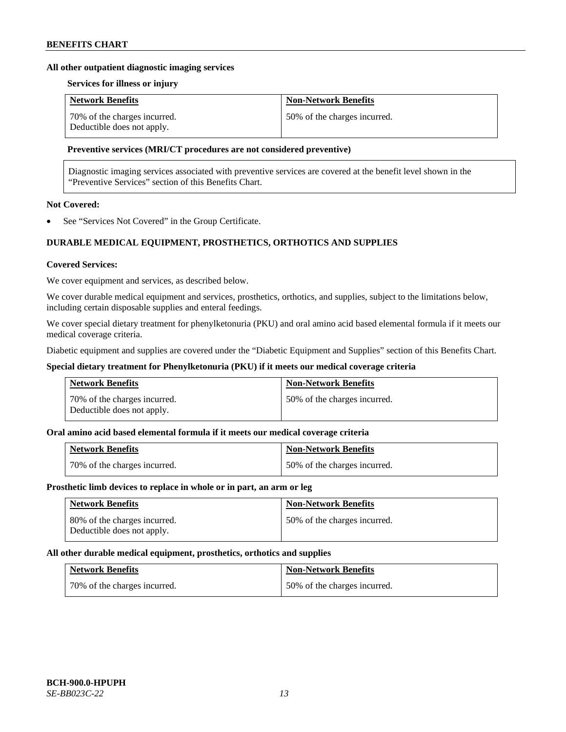**All other outpatient diagnostic imaging services**

**Services for illness or injury**

| Network Benefits | Non-Network Benefits |
|---|---|
| 70% of the charges incurred. Deductible does not apply. | 50% of the charges incurred. |

**Preventive services (MRI/CT procedures are not considered preventive)**

| Diagnostic imaging services associated with preventive services are covered at the benefit level shown in the "Preventive Services" section of this Benefits Chart. |
|---|

**Not Covered:**

- See "Services Not Covered" in the Group Certificate.

## DURABLE MEDICAL EQUIPMENT, PROSTHETICS, ORTHOTICS AND SUPPLIES

**Covered Services:**

We cover equipment and services, as described below.

We cover durable medical equipment and services, prosthetics, orthotics, and supplies, subject to the limitations below, including certain disposable supplies and enteral feedings.

We cover special dietary treatment for phenylketonuria (PKU) and oral amino acid based elemental formula if it meets our medical coverage criteria.

Diabetic equipment and supplies are covered under the "Diabetic Equipment and Supplies" section of this Benefits Chart.

**Special dietary treatment for Phenylketonuria (PKU) if it meets our medical coverage criteria**

| Network Benefits | Non-Network Benefits |
|---|---|
| 70% of the charges incurred. Deductible does not apply. | 50% of the charges incurred. |

**Oral amino acid based elemental formula if it meets our medical coverage criteria**

| Network Benefits | Non-Network Benefits |
|---|---|
| 70% of the charges incurred. | 50% of the charges incurred. |

**Prosthetic limb devices to replace in whole or in part, an arm or leg**

| Network Benefits | Non-Network Benefits |
|---|---|
| 80% of the charges incurred. Deductible does not apply. | 50% of the charges incurred. |

**All other durable medical equipment, prosthetics, orthotics and supplies**

| Network Benefits | Non-Network Benefits |
|---|---|
| 70% of the charges incurred. | 50% of the charges incurred. |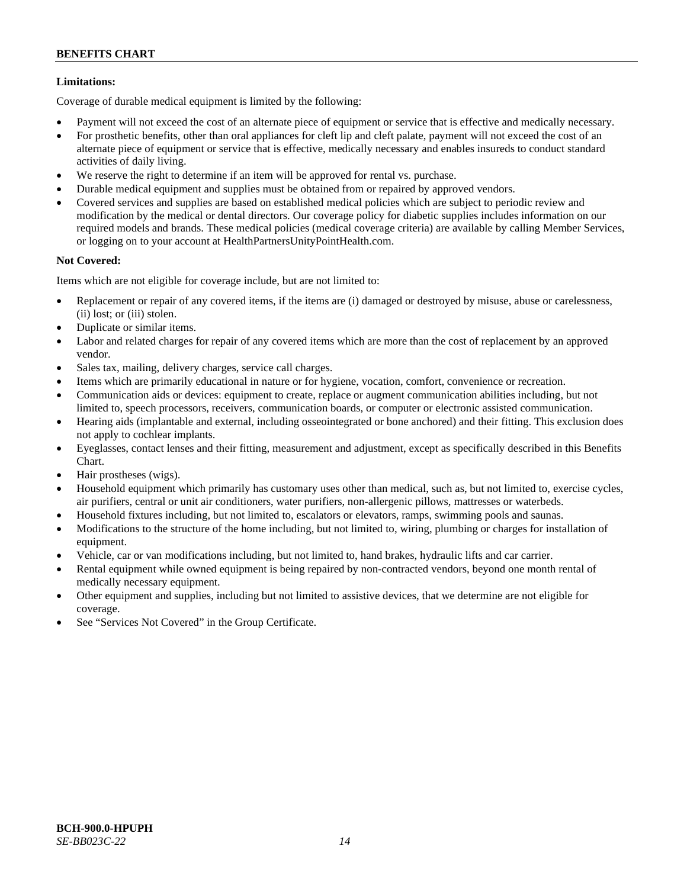**Limitations:**

Coverage of durable medical equipment is limited by the following:

- Payment will not exceed the cost of an alternate piece of equipment or service that is effective and medically necessary.
- For prosthetic benefits, other than oral appliances for cleft lip and cleft palate, payment will not exceed the cost of an alternate piece of equipment or service that is effective, medically necessary and enables insureds to conduct standard activities of daily living.
- We reserve the right to determine if an item will be approved for rental vs. purchase.
- Durable medical equipment and supplies must be obtained from or repaired by approved vendors.
- Covered services and supplies are based on established medical policies which are subject to periodic review and modification by the medical or dental directors. Our coverage policy for diabetic supplies includes information on our required models and brands. These medical policies (medical coverage criteria) are available by calling Member Services, or logging on to your account at HealthPartnersUnityPointHealth.com.

**Not Covered:**

Items which are not eligible for coverage include, but are not limited to:

- Replacement or repair of any covered items, if the items are (i) damaged or destroyed by misuse, abuse or carelessness, (ii) lost; or (iii) stolen.
- Duplicate or similar items.
- Labor and related charges for repair of any covered items which are more than the cost of replacement by an approved vendor.
- Sales tax, mailing, delivery charges, service call charges.
- Items which are primarily educational in nature or for hygiene, vocation, comfort, convenience or recreation.
- Communication aids or devices: equipment to create, replace or augment communication abilities including, but not limited to, speech processors, receivers, communication boards, or computer or electronic assisted communication.
- Hearing aids (implantable and external, including osseointegrated or bone anchored) and their fitting. This exclusion does not apply to cochlear implants.
- Eyeglasses, contact lenses and their fitting, measurement and adjustment, except as specifically described in this Benefits Chart.
- Hair prostheses (wigs).
- Household equipment which primarily has customary uses other than medical, such as, but not limited to, exercise cycles, air purifiers, central or unit air conditioners, water purifiers, non-allergenic pillows, mattresses or waterbeds.
- Household fixtures including, but not limited to, escalators or elevators, ramps, swimming pools and saunas.
- Modifications to the structure of the home including, but not limited to, wiring, plumbing or charges for installation of equipment.
- Vehicle, car or van modifications including, but not limited to, hand brakes, hydraulic lifts and car carrier.
- Rental equipment while owned equipment is being repaired by non-contracted vendors, beyond one month rental of medically necessary equipment.
- Other equipment and supplies, including but not limited to assistive devices, that we determine are not eligible for coverage.
- See "Services Not Covered" in the Group Certificate.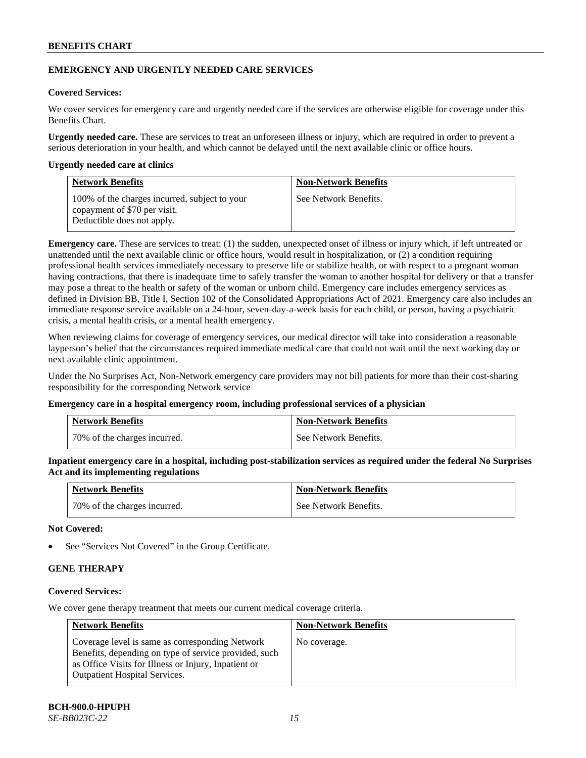## EMERGENCY AND URGENTLY NEEDED CARE SERVICES

**Covered Services:**

We cover services for emergency care and urgently needed care if the services are otherwise eligible for coverage under this Benefits Chart.

**Urgently needed care.** These are services to treat an unforeseen illness or injury, which are required in order to prevent a serious deterioration in your health, and which cannot be delayed until the next available clinic or office hours.

**Urgently needed care at clinics**

| Network Benefits | Non-Network Benefits |
|---|---|
| 100% of the charges incurred, subject to your copayment of $70 per visit. Deductible does not apply. | See Network Benefits. |

**Emergency care.** These are services to treat: (1) the sudden, unexpected onset of illness or injury which, if left untreated or unattended until the next available clinic or office hours, would result in hospitalization, or (2) a condition requiring professional health services immediately necessary to preserve life or stabilize health, or with respect to a pregnant woman having contractions, that there is inadequate time to safely transfer the woman to another hospital for delivery or that a transfer may pose a threat to the health or safety of the woman or unborn child. Emergency care includes emergency services as defined in Division BB, Title I, Section 102 of the Consolidated Appropriations Act of 2021. Emergency care also includes an immediate response service available on a 24-hour, seven-day-a-week basis for each child, or person, having a psychiatric crisis, a mental health crisis, or a mental health emergency.

When reviewing claims for coverage of emergency services, our medical director will take into consideration a reasonable layperson's belief that the circumstances required immediate medical care that could not wait until the next working day or next available clinic appointment.

Under the No Surprises Act, Non-Network emergency care providers may not bill patients for more than their cost-sharing responsibility for the corresponding Network service

**Emergency care in a hospital emergency room, including professional services of a physician**

| Network Benefits | Non-Network Benefits |
|---|---|
| 70% of the charges incurred. | See Network Benefits. |

**Inpatient emergency care in a hospital, including post-stabilization services as required under the federal No Surprises Act and its implementing regulations**

| Network Benefits | Non-Network Benefits |
|---|---|
| 70% of the charges incurred. | See Network Benefits. |

**Not Covered:**

- See "Services Not Covered" in the Group Certificate.

## GENE THERAPY

**Covered Services:**

We cover gene therapy treatment that meets our current medical coverage criteria.

| Network Benefits | Non-Network Benefits |
|---|---|
| Coverage level is same as corresponding Network Benefits, depending on type of service provided, such as Office Visits for Illness or Injury, Inpatient or Outpatient Hospital Services. | No coverage. |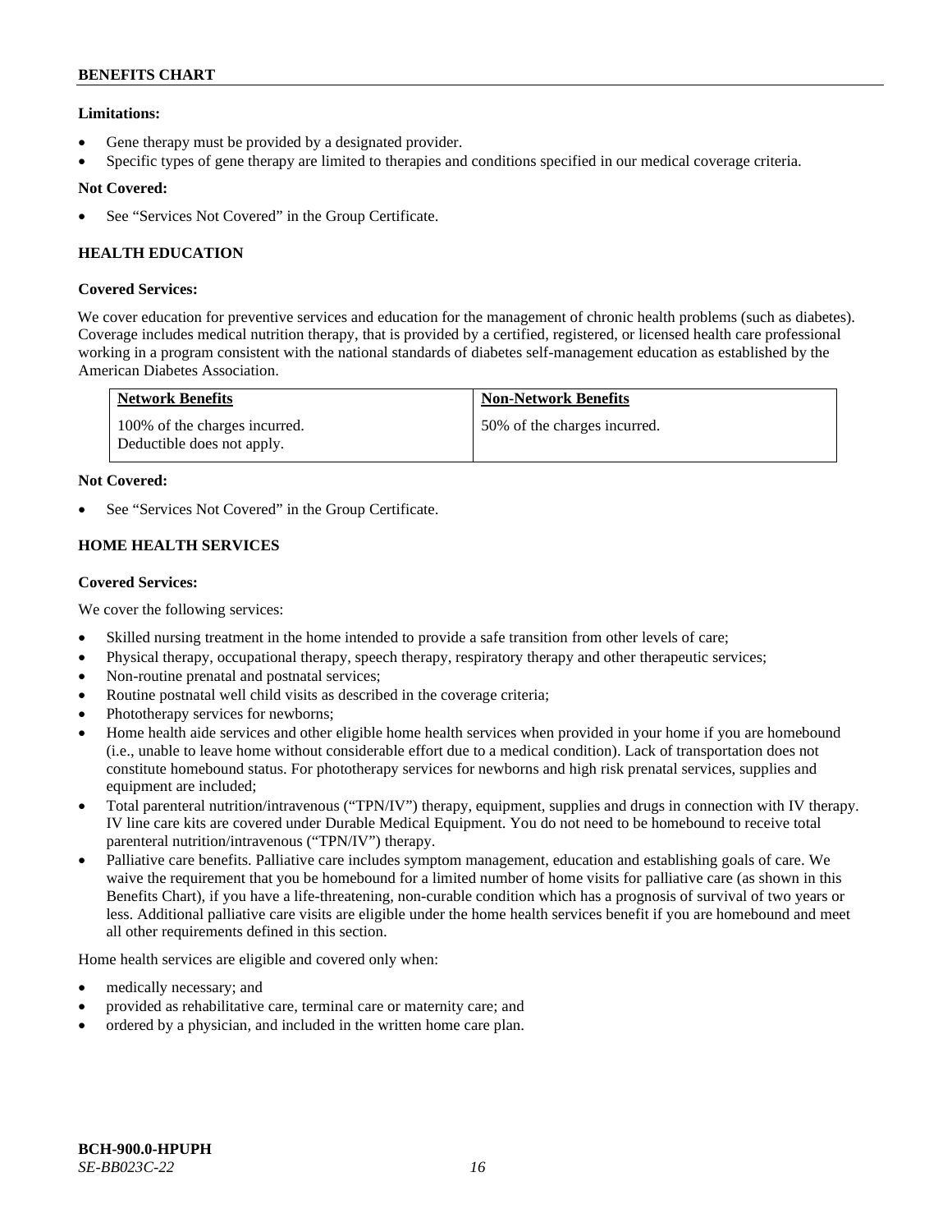**Limitations:**

- Gene therapy must be provided by a designated provider.
- Specific types of gene therapy are limited to therapies and conditions specified in our medical coverage criteria.

**Not Covered:**

- See "Services Not Covered" in the Group Certificate.

## HEALTH EDUCATION

**Covered Services:**

We cover education for preventive services and education for the management of chronic health problems (such as diabetes). Coverage includes medical nutrition therapy, that is provided by a certified, registered, or licensed health care professional working in a program consistent with the national standards of diabetes self-management education as established by the American Diabetes Association.

| Network Benefits | Non-Network Benefits |
|---|---|
| 100% of the charges incurred. Deductible does not apply. | 50% of the charges incurred. |

**Not Covered:**

- See "Services Not Covered" in the Group Certificate.

## HOME HEALTH SERVICES

**Covered Services:**

We cover the following services:

- Skilled nursing treatment in the home intended to provide a safe transition from other levels of care;
- Physical therapy, occupational therapy, speech therapy, respiratory therapy and other therapeutic services;
- Non-routine prenatal and postnatal services;
- Routine postnatal well child visits as described in the coverage criteria;
- Phototherapy services for newborns;
- Home health aide services and other eligible home health services when provided in your home if you are homebound (i.e., unable to leave home without considerable effort due to a medical condition). Lack of transportation does not constitute homebound status. For phototherapy services for newborns and high risk prenatal services, supplies and equipment are included;
- Total parenteral nutrition/intravenous ("TPN/IV") therapy, equipment, supplies and drugs in connection with IV therapy. IV line care kits are covered under Durable Medical Equipment. You do not need to be homebound to receive total parenteral nutrition/intravenous ("TPN/IV") therapy.
- Palliative care benefits. Palliative care includes symptom management, education and establishing goals of care. We waive the requirement that you be homebound for a limited number of home visits for palliative care (as shown in this Benefits Chart), if you have a life-threatening, non-curable condition which has a prognosis of survival of two years or less. Additional palliative care visits are eligible under the home health services benefit if you are homebound and meet all other requirements defined in this section.

Home health services are eligible and covered only when:

- medically necessary; and
- provided as rehabilitative care, terminal care or maternity care; and
- ordered by a physician, and included in the written home care plan.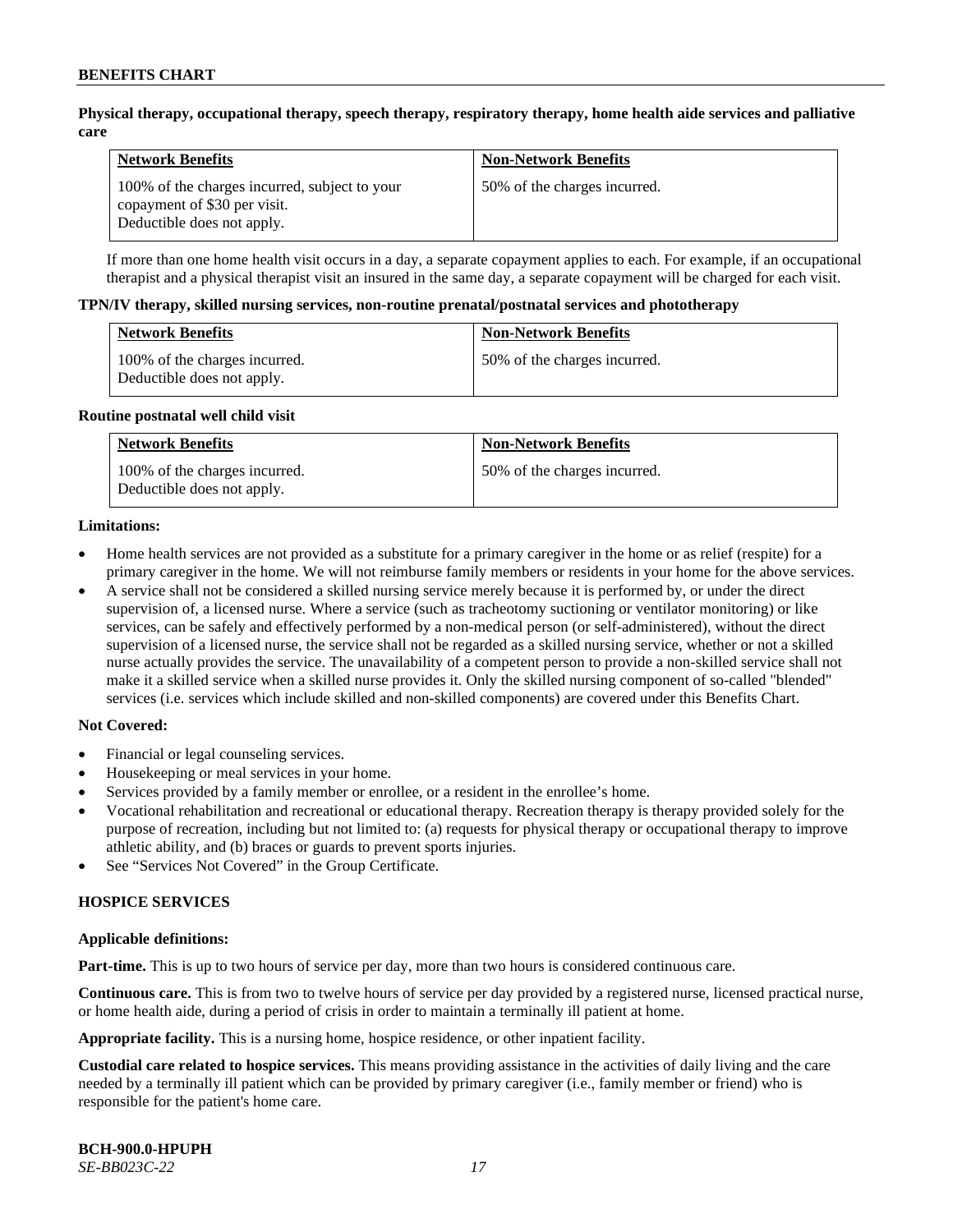**Physical therapy, occupational therapy, speech therapy, respiratory therapy, home health aide services and palliative care**

| Network Benefits | Non-Network Benefits |
| --- | --- |
| 100% of the charges incurred, subject to your copayment of $30 per visit. Deductible does not apply. | 50% of the charges incurred. |

If more than one home health visit occurs in a day, a separate copayment applies to each. For example, if an occupational therapist and a physical therapist visit an insured in the same day, a separate copayment will be charged for each visit.

**TPN/IV therapy, skilled nursing services, non-routine prenatal/postnatal services and phototherapy**

| Network Benefits | Non-Network Benefits |
| --- | --- |
| 100% of the charges incurred. Deductible does not apply. | 50% of the charges incurred. |

**Routine postnatal well child visit**

| Network Benefits | Non-Network Benefits |
| --- | --- |
| 100% of the charges incurred. Deductible does not apply. | 50% of the charges incurred. |

**Limitations:**

- Home health services are not provided as a substitute for a primary caregiver in the home or as relief (respite) for a primary caregiver in the home. We will not reimburse family members or residents in your home for the above services.
- A service shall not be considered a skilled nursing service merely because it is performed by, or under the direct supervision of, a licensed nurse. Where a service (such as tracheotomy suctioning or ventilator monitoring) or like services, can be safely and effectively performed by a non-medical person (or self-administered), without the direct supervision of a licensed nurse, the service shall not be regarded as a skilled nursing service, whether or not a skilled nurse actually provides the service. The unavailability of a competent person to provide a non-skilled service shall not make it a skilled service when a skilled nurse provides it. Only the skilled nursing component of so-called "blended" services (i.e. services which include skilled and non-skilled components) are covered under this Benefits Chart.

**Not Covered:**

- Financial or legal counseling services.
- Housekeeping or meal services in your home.
- Services provided by a family member or enrollee, or a resident in the enrollee's home.
- Vocational rehabilitation and recreational or educational therapy. Recreation therapy is therapy provided solely for the purpose of recreation, including but not limited to: (a) requests for physical therapy or occupational therapy to improve athletic ability, and (b) braces or guards to prevent sports injuries.
- See "Services Not Covered" in the Group Certificate.

## HOSPICE SERVICES

**Applicable definitions:**

**Part-time.** This is up to two hours of service per day, more than two hours is considered continuous care.

**Continuous care.** This is from two to twelve hours of service per day provided by a registered nurse, licensed practical nurse, or home health aide, during a period of crisis in order to maintain a terminally ill patient at home.

**Appropriate facility.** This is a nursing home, hospice residence, or other inpatient facility.

**Custodial care related to hospice services.** This means providing assistance in the activities of daily living and the care needed by a terminally ill patient which can be provided by primary caregiver (i.e., family member or friend) who is responsible for the patient's home care.

**BCH-900.0-HPUPH**
*SE-BB023C-22*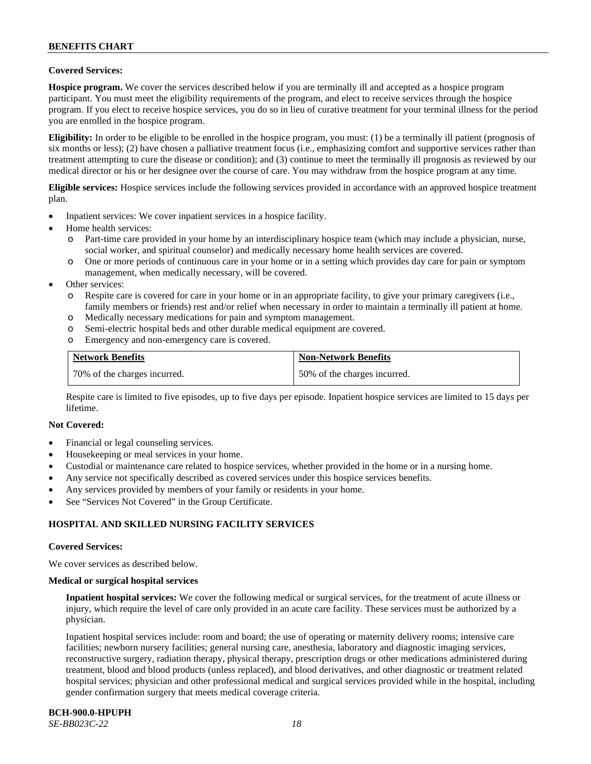**Covered Services:**

**Hospice program.** We cover the services described below if you are terminally ill and accepted as a hospice program participant. You must meet the eligibility requirements of the program, and elect to receive services through the hospice program. If you elect to receive hospice services, you do so in lieu of curative treatment for your terminal illness for the period you are enrolled in the hospice program.

**Eligibility:** In order to be eligible to be enrolled in the hospice program, you must: (1) be a terminally ill patient (prognosis of six months or less); (2) have chosen a palliative treatment focus (i.e., emphasizing comfort and supportive services rather than treatment attempting to cure the disease or condition); and (3) continue to meet the terminally ill prognosis as reviewed by our medical director or his or her designee over the course of care. You may withdraw from the hospice program at any time.

**Eligible services:** Hospice services include the following services provided in accordance with an approved hospice treatment plan.

- Inpatient services: We cover inpatient services in a hospice facility.
- Home health services:
  - Part-time care provided in your home by an interdisciplinary hospice team (which may include a physician, nurse, social worker, and spiritual counselor) and medically necessary home health services are covered.
  - One or more periods of continuous care in your home or in a setting which provides day care for pain or symptom management, when medically necessary, will be covered.
- Other services:
  - Respite care is covered for care in your home or in an appropriate facility, to give your primary caregivers (i.e., family members or friends) rest and/or relief when necessary in order to maintain a terminally ill patient at home.
  - Medically necessary medications for pain and symptom management.
  - Semi-electric hospital beds and other durable medical equipment are covered.
  - Emergency and non-emergency care is covered.

| Network Benefits | Non-Network Benefits |
|---|---|
| 70% of the charges incurred. | 50% of the charges incurred. |

Respite care is limited to five episodes, up to five days per episode. Inpatient hospice services are limited to 15 days per lifetime.

**Not Covered:**

- Financial or legal counseling services.
- Housekeeping or meal services in your home.
- Custodial or maintenance care related to hospice services, whether provided in the home or in a nursing home.
- Any service not specifically described as covered services under this hospice services benefits.
- Any services provided by members of your family or residents in your home.
- See "Services Not Covered" in the Group Certificate.

## HOSPITAL AND SKILLED NURSING FACILITY SERVICES

**Covered Services:**

We cover services as described below.

**Medical or surgical hospital services**

**Inpatient hospital services:** We cover the following medical or surgical services, for the treatment of acute illness or injury, which require the level of care only provided in an acute care facility. These services must be authorized by a physician.

Inpatient hospital services include: room and board; the use of operating or maternity delivery rooms; intensive care facilities; newborn nursery facilities; general nursing care, anesthesia, laboratory and diagnostic imaging services, reconstructive surgery, radiation therapy, physical therapy, prescription drugs or other medications administered during treatment, blood and blood products (unless replaced), and blood derivatives, and other diagnostic or treatment related hospital services; physician and other professional medical and surgical services provided while in the hospital, including gender confirmation surgery that meets medical coverage criteria.

**BCH-900.0-HPUPH**
*SE-BB023C-22*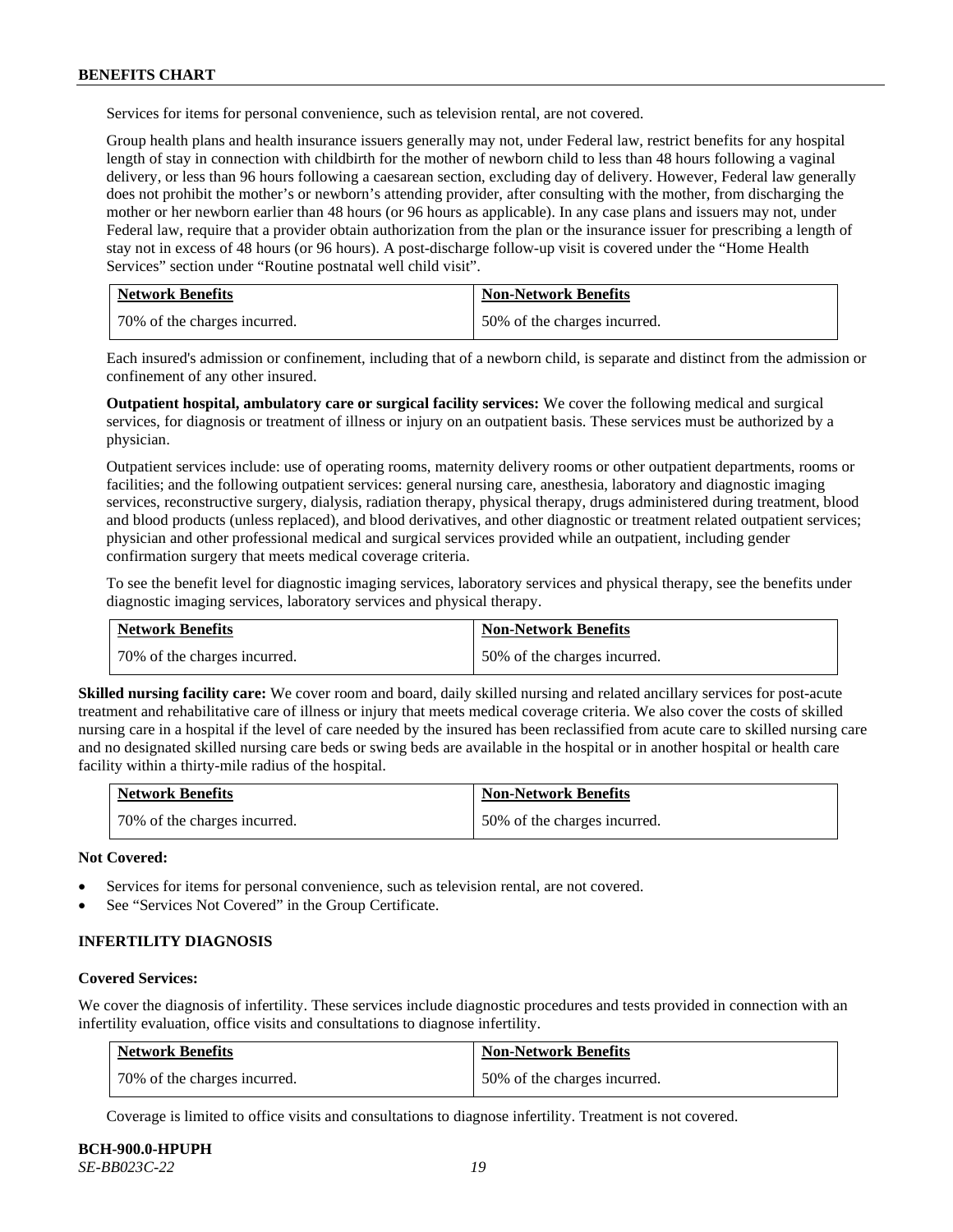Services for items for personal convenience, such as television rental, are not covered.

Group health plans and health insurance issuers generally may not, under Federal law, restrict benefits for any hospital length of stay in connection with childbirth for the mother of newborn child to less than 48 hours following a vaginal delivery, or less than 96 hours following a caesarean section, excluding day of delivery. However, Federal law generally does not prohibit the mother's or newborn's attending provider, after consulting with the mother, from discharging the mother or her newborn earlier than 48 hours (or 96 hours as applicable). In any case plans and issuers may not, under Federal law, require that a provider obtain authorization from the plan or the insurance issuer for prescribing a length of stay not in excess of 48 hours (or 96 hours). A post-discharge follow-up visit is covered under the "Home Health Services" section under "Routine postnatal well child visit".

| Network Benefits | Non-Network Benefits |
|---|---|
| 70% of the charges incurred. | 50% of the charges incurred. |

Each insured's admission or confinement, including that of a newborn child, is separate and distinct from the admission or confinement of any other insured.

**Outpatient hospital, ambulatory care or surgical facility services:** We cover the following medical and surgical services, for diagnosis or treatment of illness or injury on an outpatient basis. These services must be authorized by a physician.

Outpatient services include: use of operating rooms, maternity delivery rooms or other outpatient departments, rooms or facilities; and the following outpatient services: general nursing care, anesthesia, laboratory and diagnostic imaging services, reconstructive surgery, dialysis, radiation therapy, physical therapy, drugs administered during treatment, blood and blood products (unless replaced), and blood derivatives, and other diagnostic or treatment related outpatient services; physician and other professional medical and surgical services provided while an outpatient, including gender confirmation surgery that meets medical coverage criteria.

To see the benefit level for diagnostic imaging services, laboratory services and physical therapy, see the benefits under diagnostic imaging services, laboratory services and physical therapy.

| Network Benefits | Non-Network Benefits |
|---|---|
| 70% of the charges incurred. | 50% of the charges incurred. |

**Skilled nursing facility care:** We cover room and board, daily skilled nursing and related ancillary services for post-acute treatment and rehabilitative care of illness or injury that meets medical coverage criteria. We also cover the costs of skilled nursing care in a hospital if the level of care needed by the insured has been reclassified from acute care to skilled nursing care and no designated skilled nursing care beds or swing beds are available in the hospital or in another hospital or health care facility within a thirty-mile radius of the hospital.

| Network Benefits | Non-Network Benefits |
|---|---|
| 70% of the charges incurred. | 50% of the charges incurred. |

**Not Covered:**

- Services for items for personal convenience, such as television rental, are not covered.
- See "Services Not Covered" in the Group Certificate.

### INFERTILITY DIAGNOSIS

**Covered Services:**

We cover the diagnosis of infertility. These services include diagnostic procedures and tests provided in connection with an infertility evaluation, office visits and consultations to diagnose infertility.

| Network Benefits | Non-Network Benefits |
|---|---|
| 70% of the charges incurred. | 50% of the charges incurred. |

Coverage is limited to office visits and consultations to diagnose infertility. Treatment is not covered.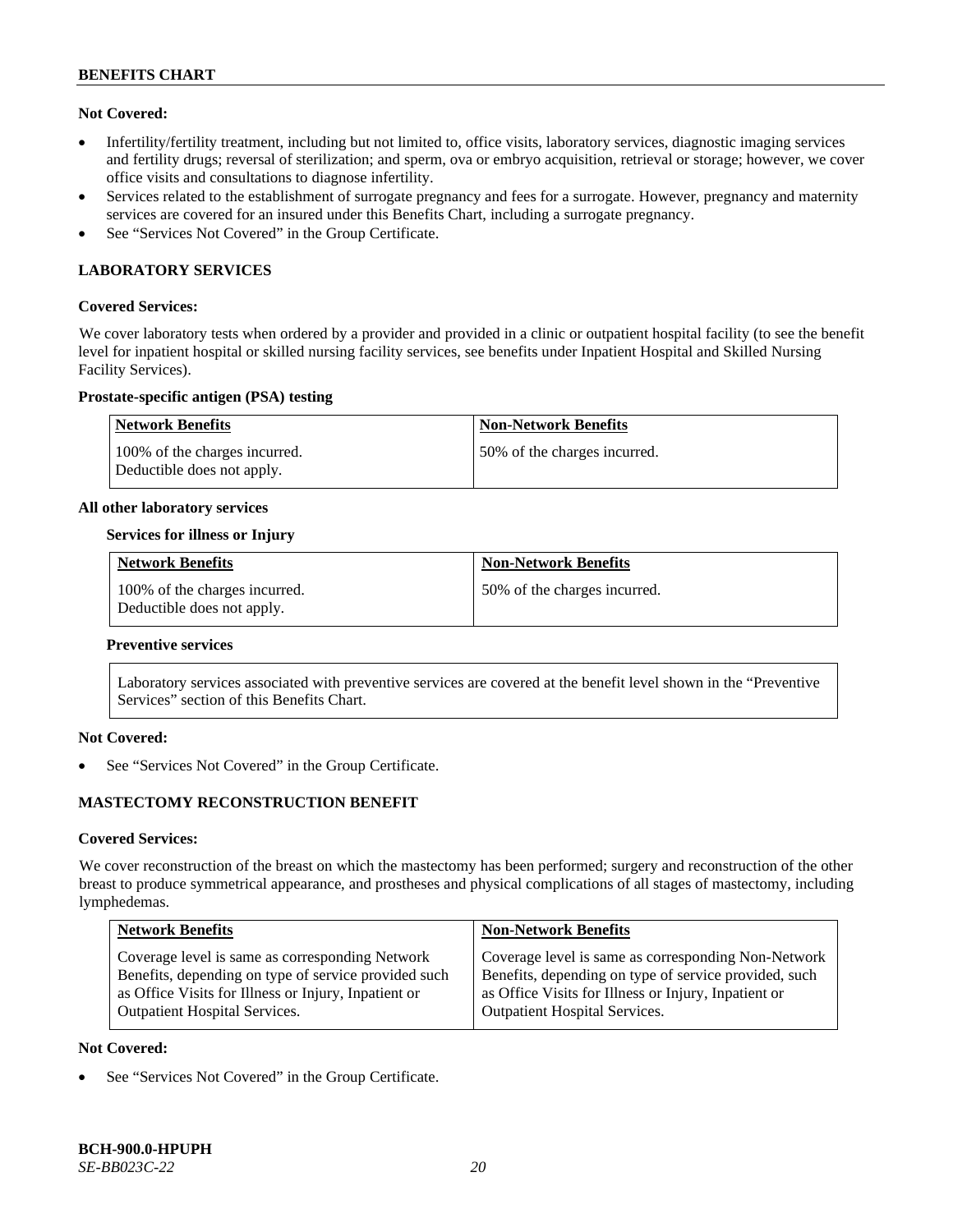**Not Covered:**

- Infertility/fertility treatment, including but not limited to, office visits, laboratory services, diagnostic imaging services and fertility drugs; reversal of sterilization; and sperm, ova or embryo acquisition, retrieval or storage; however, we cover office visits and consultations to diagnose infertility.
- Services related to the establishment of surrogate pregnancy and fees for a surrogate. However, pregnancy and maternity services are covered for an insured under this Benefits Chart, including a surrogate pregnancy.
- See "Services Not Covered" in the Group Certificate.

## LABORATORY SERVICES

**Covered Services:**

We cover laboratory tests when ordered by a provider and provided in a clinic or outpatient hospital facility (to see the benefit level for inpatient hospital or skilled nursing facility services, see benefits under Inpatient Hospital and Skilled Nursing Facility Services).

**Prostate-specific antigen (PSA) testing**

| Network Benefits | Non-Network Benefits |
| --- | --- |
| 100% of the charges incurred. Deductible does not apply. | 50% of the charges incurred. |

**All other laboratory services**

**Services for illness or Injury**

| Network Benefits | Non-Network Benefits |
| --- | --- |
| 100% of the charges incurred. Deductible does not apply. | 50% of the charges incurred. |

**Preventive services**

| Laboratory services associated with preventive services are covered at the benefit level shown in the "Preventive Services" section of this Benefits Chart. |
| --- |

**Not Covered:**

- See "Services Not Covered" in the Group Certificate.

## MASTECTOMY RECONSTRUCTION BENEFIT

**Covered Services:**

We cover reconstruction of the breast on which the mastectomy has been performed; surgery and reconstruction of the other breast to produce symmetrical appearance, and prostheses and physical complications of all stages of mastectomy, including lymphedemas.

| Network Benefits | Non-Network Benefits |
| --- | --- |
| Coverage level is same as corresponding Network Benefits, depending on type of service provided such as Office Visits for Illness or Injury, Inpatient or Outpatient Hospital Services. | Coverage level is same as corresponding Non-Network Benefits, depending on type of service provided, such as Office Visits for Illness or Injury, Inpatient or Outpatient Hospital Services. |

**Not Covered:**

- See "Services Not Covered" in the Group Certificate.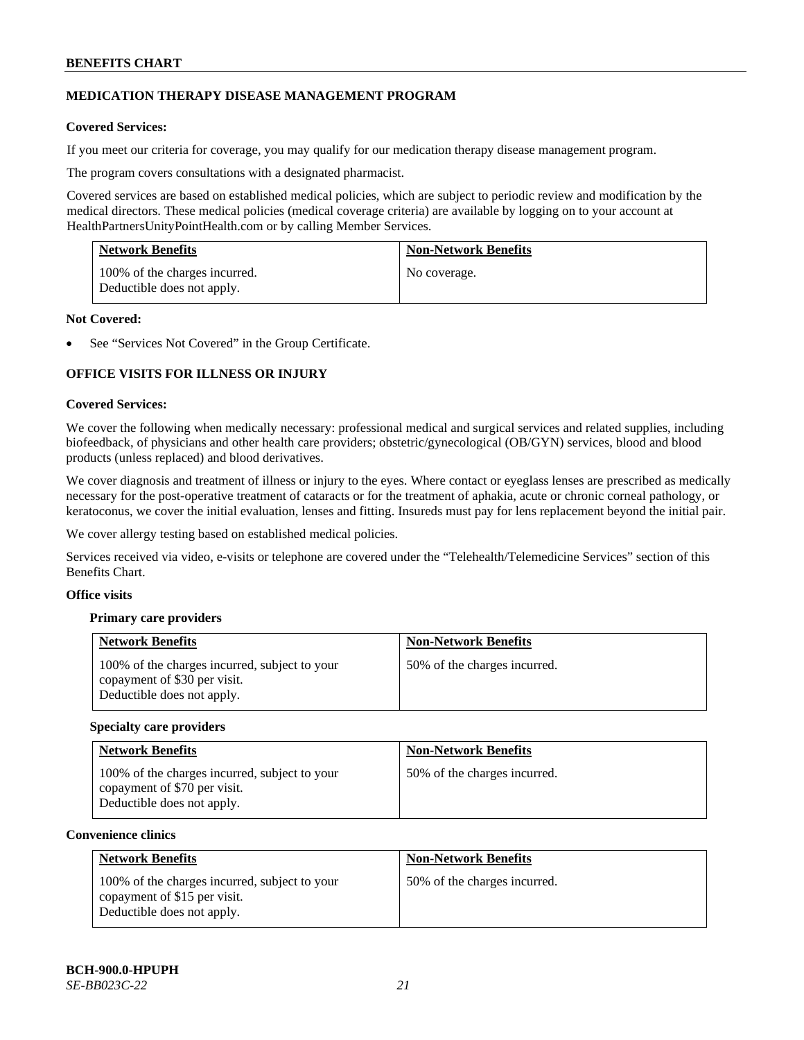## MEDICATION THERAPY DISEASE MANAGEMENT PROGRAM

**Covered Services:**

If you meet our criteria for coverage, you may qualify for our medication therapy disease management program.

The program covers consultations with a designated pharmacist.

Covered services are based on established medical policies, which are subject to periodic review and modification by the medical directors. These medical policies (medical coverage criteria) are available by logging on to your account at HealthPartnersUnityPointHealth.com or by calling Member Services.

| Network Benefits | Non-Network Benefits |
|---|---|
| 100% of the charges incurred. Deductible does not apply. | No coverage. |

**Not Covered:**

- See "Services Not Covered" in the Group Certificate.

## OFFICE VISITS FOR ILLNESS OR INJURY

**Covered Services:**

We cover the following when medically necessary: professional medical and surgical services and related supplies, including biofeedback, of physicians and other health care providers; obstetric/gynecological (OB/GYN) services, blood and blood products (unless replaced) and blood derivatives.

We cover diagnosis and treatment of illness or injury to the eyes. Where contact or eyeglass lenses are prescribed as medically necessary for the post-operative treatment of cataracts or for the treatment of aphakia, acute or chronic corneal pathology, or keratoconus, we cover the initial evaluation, lenses and fitting. Insureds must pay for lens replacement beyond the initial pair.

We cover allergy testing based on established medical policies.

Services received via video, e-visits or telephone are covered under the "Telehealth/Telemedicine Services" section of this Benefits Chart.

**Office visits**

**Primary care providers**

| Network Benefits | Non-Network Benefits |
|---|---|
| 100% of the charges incurred, subject to your copayment of $30 per visit. Deductible does not apply. | 50% of the charges incurred. |

**Specialty care providers**

| Network Benefits | Non-Network Benefits |
|---|---|
| 100% of the charges incurred, subject to your copayment of $70 per visit. Deductible does not apply. | 50% of the charges incurred. |

**Convenience clinics**

| Network Benefits | Non-Network Benefits |
|---|---|
| 100% of the charges incurred, subject to your copayment of $15 per visit. Deductible does not apply. | 50% of the charges incurred. |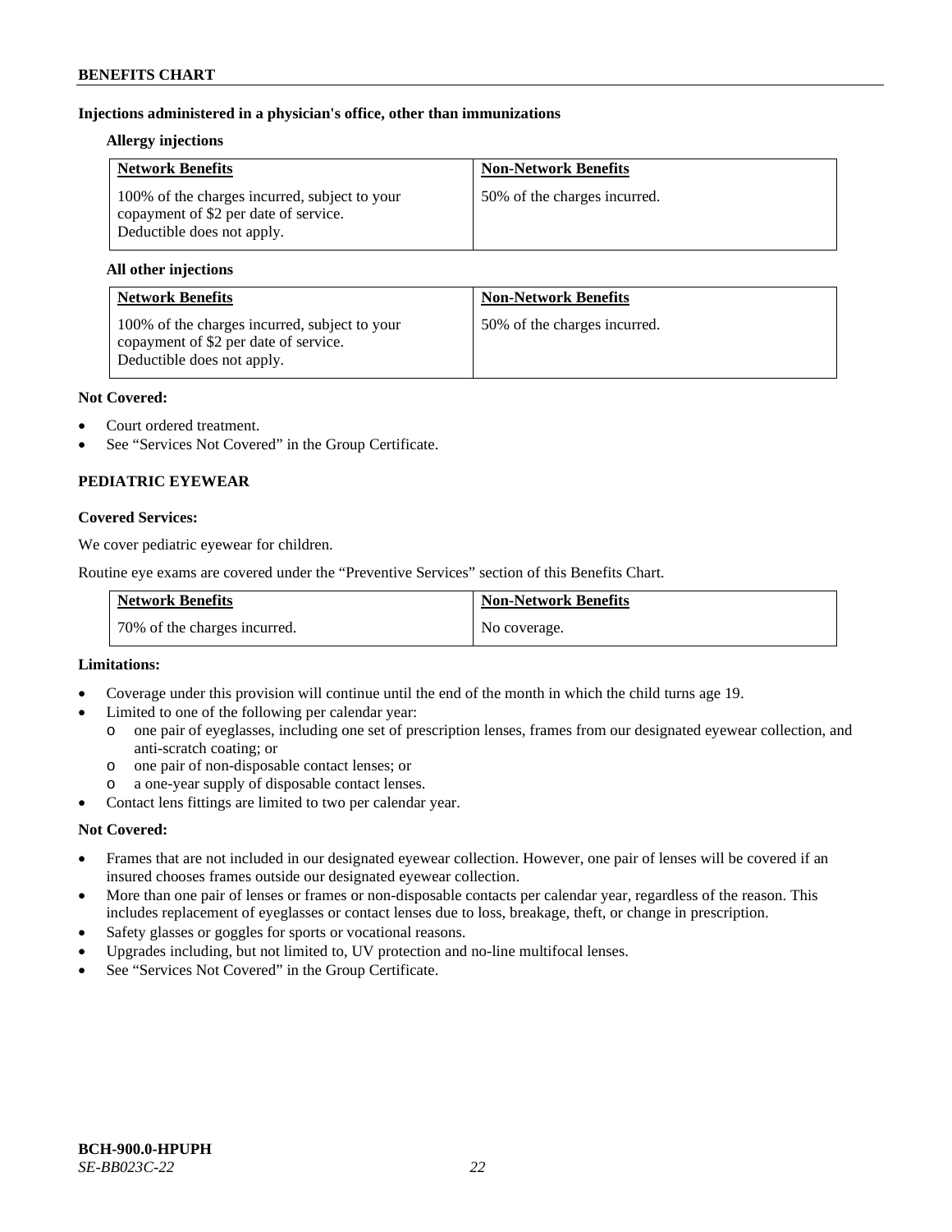**Injections administered in a physician's office, other than immunizations**

**Allergy injections**

| Network Benefits | Non-Network Benefits |
| --- | --- |
| 100% of the charges incurred, subject to your copayment of $2 per date of service. Deductible does not apply. | 50% of the charges incurred. |

**All other injections**

| Network Benefits | Non-Network Benefits |
| --- | --- |
| 100% of the charges incurred, subject to your copayment of $2 per date of service. Deductible does not apply. | 50% of the charges incurred. |

**Not Covered:**

- Court ordered treatment.
- See "Services Not Covered" in the Group Certificate.

## PEDIATRIC EYEWEAR

**Covered Services:**

We cover pediatric eyewear for children.

Routine eye exams are covered under the "Preventive Services" section of this Benefits Chart.

| Network Benefits | Non-Network Benefits |
| --- | --- |
| 70% of the charges incurred. | No coverage. |

**Limitations:**

- Coverage under this provision will continue until the end of the month in which the child turns age 19.
- Limited to one of the following per calendar year:
  - one pair of eyeglasses, including one set of prescription lenses, frames from our designated eyewear collection, and anti-scratch coating; or
  - one pair of non-disposable contact lenses; or
  - a one-year supply of disposable contact lenses.
- Contact lens fittings are limited to two per calendar year.

**Not Covered:**

- Frames that are not included in our designated eyewear collection. However, one pair of lenses will be covered if an insured chooses frames outside our designated eyewear collection.
- More than one pair of lenses or frames or non-disposable contacts per calendar year, regardless of the reason. This includes replacement of eyeglasses or contact lenses due to loss, breakage, theft, or change in prescription.
- Safety glasses or goggles for sports or vocational reasons.
- Upgrades including, but not limited to, UV protection and no-line multifocal lenses.
- See "Services Not Covered" in the Group Certificate.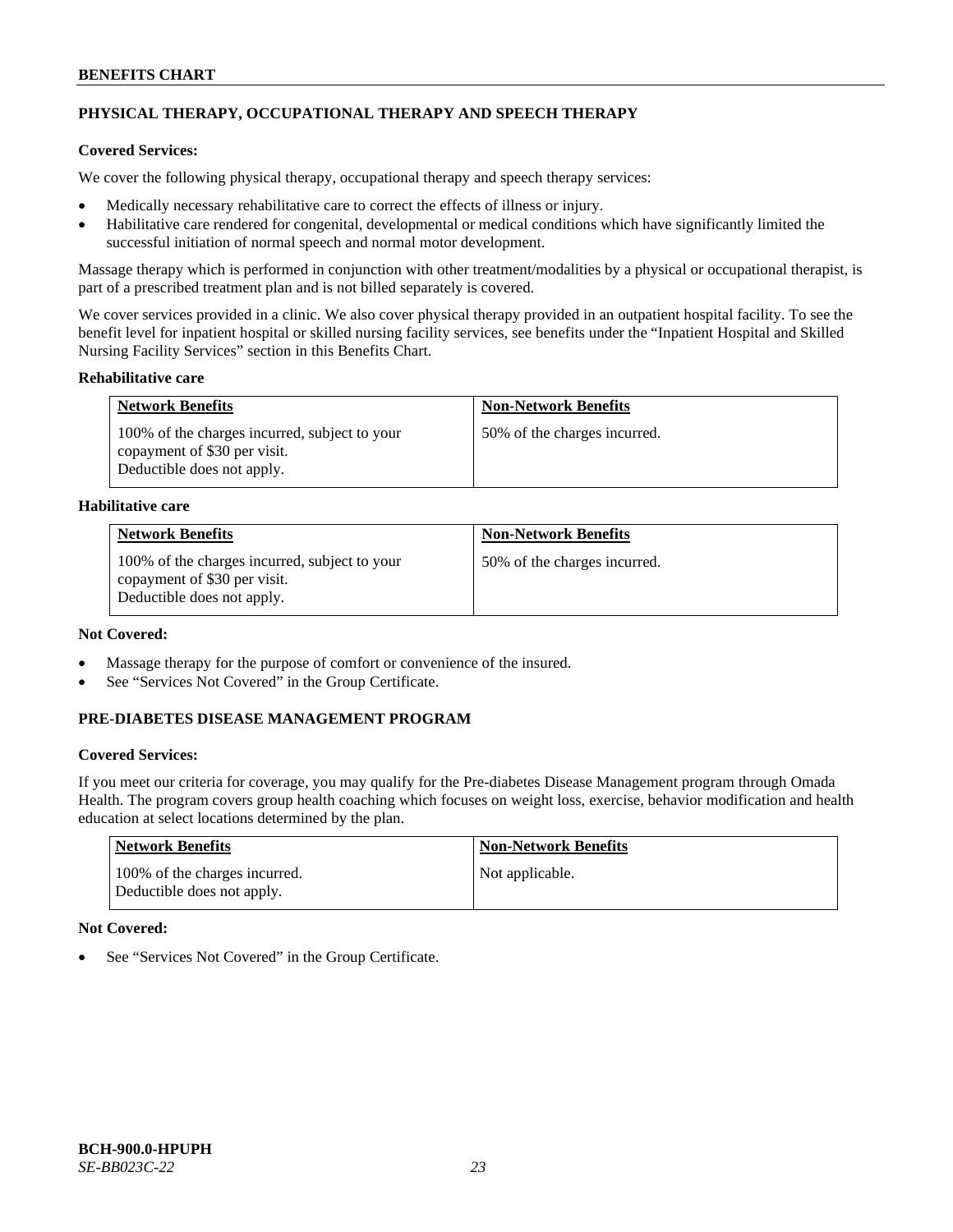## PHYSICAL THERAPY, OCCUPATIONAL THERAPY AND SPEECH THERAPY

**Covered Services:**

We cover the following physical therapy, occupational therapy and speech therapy services:

- Medically necessary rehabilitative care to correct the effects of illness or injury.
- Habilitative care rendered for congenital, developmental or medical conditions which have significantly limited the successful initiation of normal speech and normal motor development.

Massage therapy which is performed in conjunction with other treatment/modalities by a physical or occupational therapist, is part of a prescribed treatment plan and is not billed separately is covered.

We cover services provided in a clinic. We also cover physical therapy provided in an outpatient hospital facility. To see the benefit level for inpatient hospital or skilled nursing facility services, see benefits under the "Inpatient Hospital and Skilled Nursing Facility Services" section in this Benefits Chart.

**Rehabilitative care**

| Network Benefits | Non-Network Benefits |
|---|---|
| 100% of the charges incurred, subject to your copayment of $30 per visit. Deductible does not apply. | 50% of the charges incurred. |

**Habilitative care**

| Network Benefits | Non-Network Benefits |
|---|---|
| 100% of the charges incurred, subject to your copayment of $30 per visit. Deductible does not apply. | 50% of the charges incurred. |

**Not Covered:**

- Massage therapy for the purpose of comfort or convenience of the insured.
- See "Services Not Covered" in the Group Certificate.

## PRE-DIABETES DISEASE MANAGEMENT PROGRAM

**Covered Services:**

If you meet our criteria for coverage, you may qualify for the Pre-diabetes Disease Management program through Omada Health. The program covers group health coaching which focuses on weight loss, exercise, behavior modification and health education at select locations determined by the plan.

| Network Benefits | Non-Network Benefits |
|---|---|
| 100% of the charges incurred. Deductible does not apply. | Not applicable. |

**Not Covered:**

- See "Services Not Covered" in the Group Certificate.

BCH-900.0-HPUPH
*SE-BB023C-22*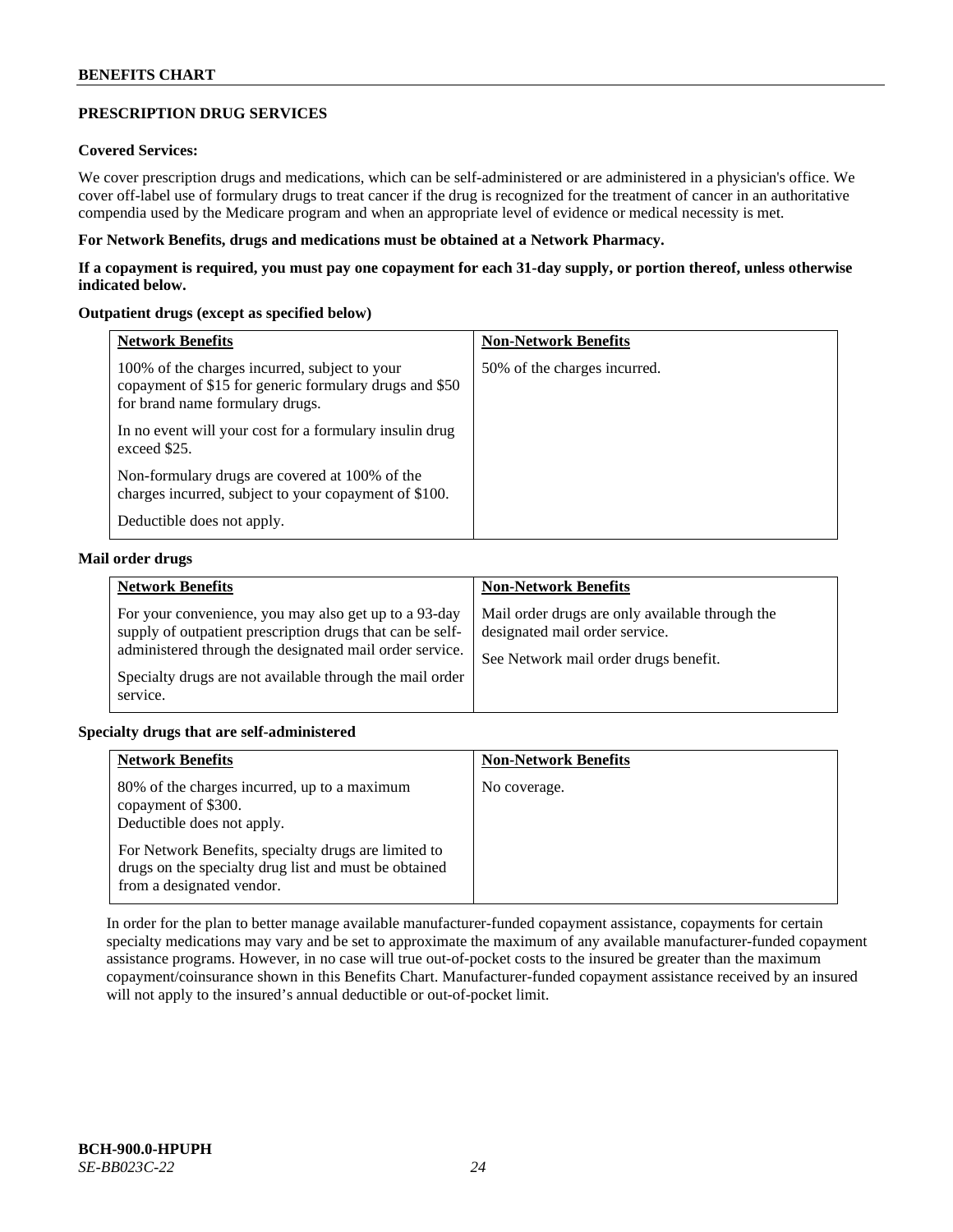## PRESCRIPTION DRUG SERVICES

**Covered Services:**

We cover prescription drugs and medications, which can be self-administered or are administered in a physician's office. We cover off-label use of formulary drugs to treat cancer if the drug is recognized for the treatment of cancer in an authoritative compendia used by the Medicare program and when an appropriate level of evidence or medical necessity is met.

**For Network Benefits, drugs and medications must be obtained at a Network Pharmacy.**

**If a copayment is required, you must pay one copayment for each 31-day supply, or portion thereof, unless otherwise indicated below.**

**Outpatient drugs (except as specified below)**

| Network Benefits | Non-Network Benefits |
|---|---|
| 100% of the charges incurred, subject to your copayment of $15 for generic formulary drugs and $50 for brand name formulary drugs.<br><br>In no event will your cost for a formulary insulin drug exceed $25.<br><br>Non-formulary drugs are covered at 100% of the charges incurred, subject to your copayment of $100.<br><br>Deductible does not apply. | 50% of the charges incurred. |

**Mail order drugs**

| Network Benefits | Non-Network Benefits |
|---|---|
| For your convenience, you may also get up to a 93-day supply of outpatient prescription drugs that can be self-administered through the designated mail order service.<br><br>Specialty drugs are not available through the mail order service. | Mail order drugs are only available through the designated mail order service.<br><br>See Network mail order drugs benefit. |

**Specialty drugs that are self-administered**

| Network Benefits | Non-Network Benefits |
|---|---|
| 80% of the charges incurred, up to a maximum copayment of $300.<br>Deductible does not apply.<br><br>For Network Benefits, specialty drugs are limited to drugs on the specialty drug list and must be obtained from a designated vendor. | No coverage. |

In order for the plan to better manage available manufacturer-funded copayment assistance, copayments for certain specialty medications may vary and be set to approximate the maximum of any available manufacturer-funded copayment assistance programs. However, in no case will true out-of-pocket costs to the insured be greater than the maximum copayment/coinsurance shown in this Benefits Chart. Manufacturer-funded copayment assistance received by an insured will not apply to the insured's annual deductible or out-of-pocket limit.

**BCH-900.0-HPUPH**
*SE-BB023C-22*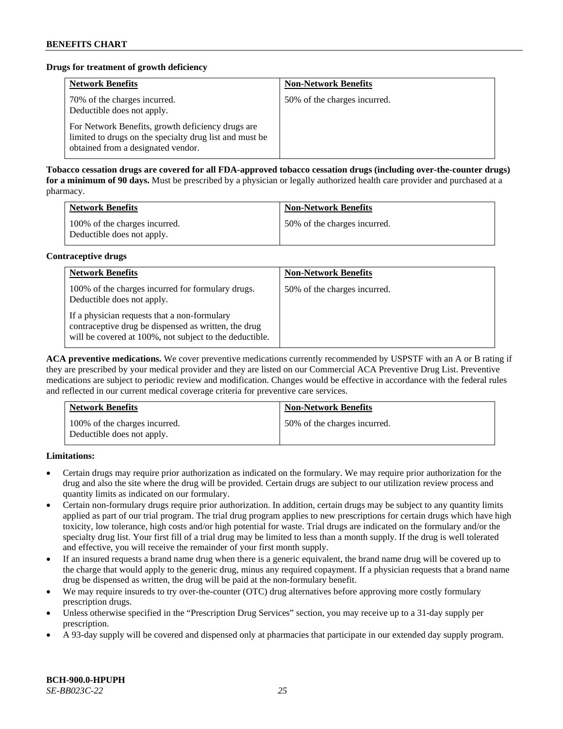**Drugs for treatment of growth deficiency**

| Network Benefits | Non-Network Benefits |
|---|---|
| 70% of the charges incurred. Deductible does not apply.<br><br>For Network Benefits, growth deficiency drugs are limited to drugs on the specialty drug list and must be obtained from a designated vendor. | 50% of the charges incurred. |

**Tobacco cessation drugs are covered for all FDA-approved tobacco cessation drugs (including over-the-counter drugs) for a minimum of 90 days.** Must be prescribed by a physician or legally authorized health care provider and purchased at a pharmacy.

| Network Benefits | Non-Network Benefits |
|---|---|
| 100% of the charges incurred. Deductible does not apply. | 50% of the charges incurred. |

**Contraceptive drugs**

| Network Benefits | Non-Network Benefits |
|---|---|
| 100% of the charges incurred for formulary drugs. Deductible does not apply.<br><br>If a physician requests that a non-formulary contraceptive drug be dispensed as written, the drug will be covered at 100%, not subject to the deductible. | 50% of the charges incurred. |

**ACA preventive medications.** We cover preventive medications currently recommended by USPSTF with an A or B rating if they are prescribed by your medical provider and they are listed on our Commercial ACA Preventive Drug List. Preventive medications are subject to periodic review and modification. Changes would be effective in accordance with the federal rules and reflected in our current medical coverage criteria for preventive care services.

| Network Benefits | Non-Network Benefits |
|---|---|
| 100% of the charges incurred. Deductible does not apply. | 50% of the charges incurred. |

**Limitations:**

- Certain drugs may require prior authorization as indicated on the formulary. We may require prior authorization for the drug and also the site where the drug will be provided. Certain drugs are subject to our utilization review process and quantity limits as indicated on our formulary.
- Certain non-formulary drugs require prior authorization. In addition, certain drugs may be subject to any quantity limits applied as part of our trial program. The trial drug program applies to new prescriptions for certain drugs which have high toxicity, low tolerance, high costs and/or high potential for waste. Trial drugs are indicated on the formulary and/or the specialty drug list. Your first fill of a trial drug may be limited to less than a month supply. If the drug is well tolerated and effective, you will receive the remainder of your first month supply.
- If an insured requests a brand name drug when there is a generic equivalent, the brand name drug will be covered up to the charge that would apply to the generic drug, minus any required copayment. If a physician requests that a brand name drug be dispensed as written, the drug will be paid at the non-formulary benefit.
- We may require insureds to try over-the-counter (OTC) drug alternatives before approving more costly formulary prescription drugs.
- Unless otherwise specified in the "Prescription Drug Services" section, you may receive up to a 31-day supply per prescription.
- A 93-day supply will be covered and dispensed only at pharmacies that participate in our extended day supply program.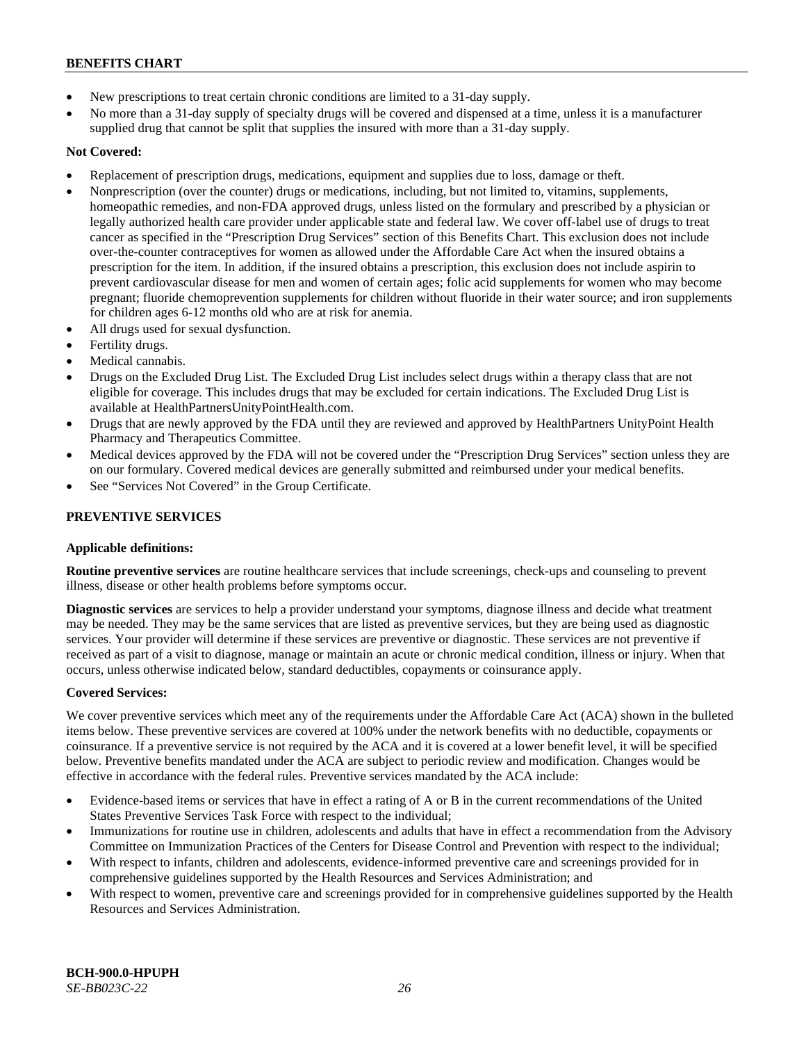- New prescriptions to treat certain chronic conditions are limited to a 31-day supply.
- No more than a 31-day supply of specialty drugs will be covered and dispensed at a time, unless it is a manufacturer supplied drug that cannot be split that supplies the insured with more than a 31-day supply.

**Not Covered:**

- Replacement of prescription drugs, medications, equipment and supplies due to loss, damage or theft.
- Nonprescription (over the counter) drugs or medications, including, but not limited to, vitamins, supplements, homeopathic remedies, and non-FDA approved drugs, unless listed on the formulary and prescribed by a physician or legally authorized health care provider under applicable state and federal law. We cover off-label use of drugs to treat cancer as specified in the "Prescription Drug Services" section of this Benefits Chart. This exclusion does not include over-the-counter contraceptives for women as allowed under the Affordable Care Act when the insured obtains a prescription for the item. In addition, if the insured obtains a prescription, this exclusion does not include aspirin to prevent cardiovascular disease for men and women of certain ages; folic acid supplements for women who may become pregnant; fluoride chemoprevention supplements for children without fluoride in their water source; and iron supplements for children ages 6-12 months old who are at risk for anemia.
- All drugs used for sexual dysfunction.
- Fertility drugs.
- Medical cannabis.
- Drugs on the Excluded Drug List. The Excluded Drug List includes select drugs within a therapy class that are not eligible for coverage. This includes drugs that may be excluded for certain indications. The Excluded Drug List is available at HealthPartnersUnityPointHealth.com.
- Drugs that are newly approved by the FDA until they are reviewed and approved by HealthPartners UnityPoint Health Pharmacy and Therapeutics Committee.
- Medical devices approved by the FDA will not be covered under the "Prescription Drug Services" section unless they are on our formulary. Covered medical devices are generally submitted and reimbursed under your medical benefits.
- See "Services Not Covered" in the Group Certificate.

## PREVENTIVE SERVICES

**Applicable definitions:**

**Routine preventive services** are routine healthcare services that include screenings, check-ups and counseling to prevent illness, disease or other health problems before symptoms occur.

**Diagnostic services** are services to help a provider understand your symptoms, diagnose illness and decide what treatment may be needed. They may be the same services that are listed as preventive services, but they are being used as diagnostic services. Your provider will determine if these services are preventive or diagnostic. These services are not preventive if received as part of a visit to diagnose, manage or maintain an acute or chronic medical condition, illness or injury. When that occurs, unless otherwise indicated below, standard deductibles, copayments or coinsurance apply.

**Covered Services:**

We cover preventive services which meet any of the requirements under the Affordable Care Act (ACA) shown in the bulleted items below. These preventive services are covered at 100% under the network benefits with no deductible, copayments or coinsurance. If a preventive service is not required by the ACA and it is covered at a lower benefit level, it will be specified below. Preventive benefits mandated under the ACA are subject to periodic review and modification. Changes would be effective in accordance with the federal rules. Preventive services mandated by the ACA include:

- Evidence-based items or services that have in effect a rating of A or B in the current recommendations of the United States Preventive Services Task Force with respect to the individual;
- Immunizations for routine use in children, adolescents and adults that have in effect a recommendation from the Advisory Committee on Immunization Practices of the Centers for Disease Control and Prevention with respect to the individual;
- With respect to infants, children and adolescents, evidence-informed preventive care and screenings provided for in comprehensive guidelines supported by the Health Resources and Services Administration; and
- With respect to women, preventive care and screenings provided for in comprehensive guidelines supported by the Health Resources and Services Administration.

**BCH-900.0-HPUPH**
*SE-BB023C-22*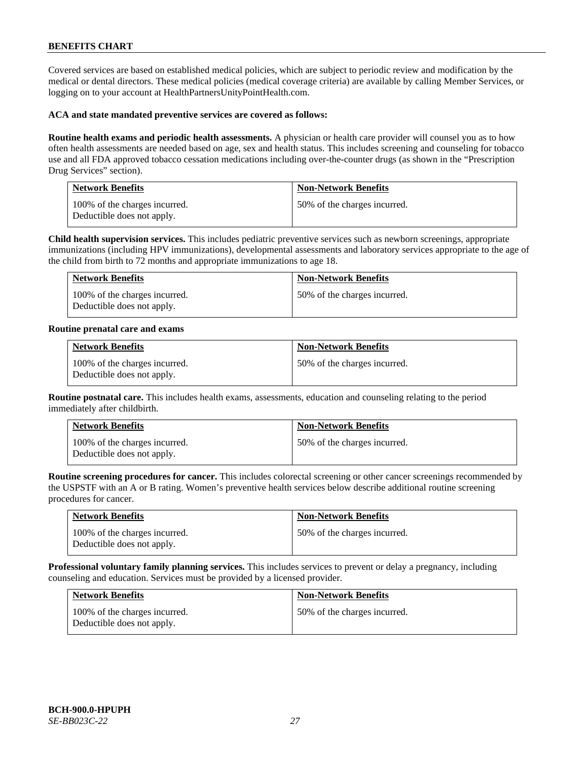## BENEFITS CHART

Covered services are based on established medical policies, which are subject to periodic review and modification by the medical or dental directors. These medical policies (medical coverage criteria) are available by calling Member Services, or logging on to your account at HealthPartnersUnityPointHealth.com.

**ACA and state mandated preventive services are covered as follows:**

**Routine health exams and periodic health assessments.** A physician or health care provider will counsel you as to how often health assessments are needed based on age, sex and health status. This includes screening and counseling for tobacco use and all FDA approved tobacco cessation medications including over-the-counter drugs (as shown in the "Prescription Drug Services" section).

| Network Benefits | Non-Network Benefits |
|---|---|
| 100% of the charges incurred. Deductible does not apply. | 50% of the charges incurred. |

**Child health supervision services.** This includes pediatric preventive services such as newborn screenings, appropriate immunizations (including HPV immunizations), developmental assessments and laboratory services appropriate to the age of the child from birth to 72 months and appropriate immunizations to age 18.

| Network Benefits | Non-Network Benefits |
|---|---|
| 100% of the charges incurred. Deductible does not apply. | 50% of the charges incurred. |

**Routine prenatal care and exams**

| Network Benefits | Non-Network Benefits |
|---|---|
| 100% of the charges incurred. Deductible does not apply. | 50% of the charges incurred. |

**Routine postnatal care.** This includes health exams, assessments, education and counseling relating to the period immediately after childbirth.

| Network Benefits | Non-Network Benefits |
|---|---|
| 100% of the charges incurred. Deductible does not apply. | 50% of the charges incurred. |

**Routine screening procedures for cancer.** This includes colorectal screening or other cancer screenings recommended by the USPSTF with an A or B rating. Women's preventive health services below describe additional routine screening procedures for cancer.

| Network Benefits | Non-Network Benefits |
|---|---|
| 100% of the charges incurred. Deductible does not apply. | 50% of the charges incurred. |

**Professional voluntary family planning services.** This includes services to prevent or delay a pregnancy, including counseling and education. Services must be provided by a licensed provider.

| Network Benefits | Non-Network Benefits |
|---|---|
| 100% of the charges incurred. Deductible does not apply. | 50% of the charges incurred. |

**BCH-900.0-HPUPH**
*SE-BB023C-22*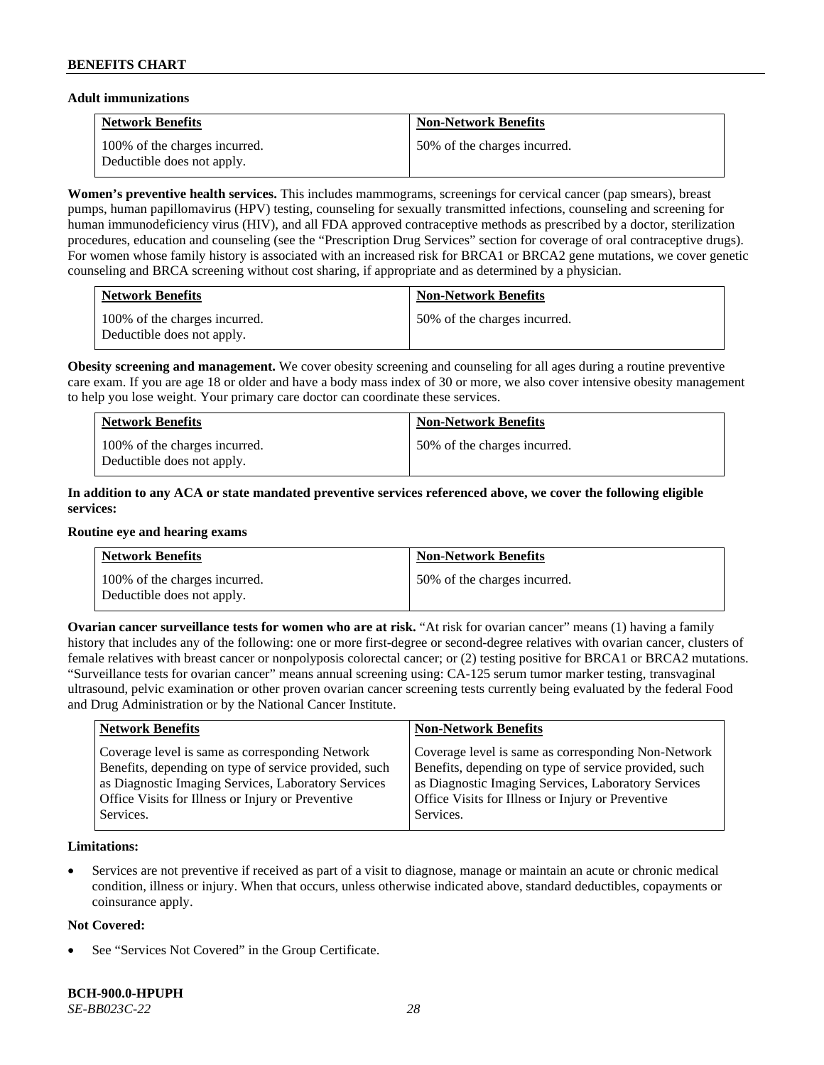**Adult immunizations**

| Network Benefits | Non-Network Benefits |
|---|---|
| 100% of the charges incurred. Deductible does not apply. | 50% of the charges incurred. |

**Women's preventive health services.** This includes mammograms, screenings for cervical cancer (pap smears), breast pumps, human papillomavirus (HPV) testing, counseling for sexually transmitted infections, counseling and screening for human immunodeficiency virus (HIV), and all FDA approved contraceptive methods as prescribed by a doctor, sterilization procedures, education and counseling (see the "Prescription Drug Services" section for coverage of oral contraceptive drugs). For women whose family history is associated with an increased risk for BRCA1 or BRCA2 gene mutations, we cover genetic counseling and BRCA screening without cost sharing, if appropriate and as determined by a physician.

| Network Benefits | Non-Network Benefits |
|---|---|
| 100% of the charges incurred. Deductible does not apply. | 50% of the charges incurred. |

**Obesity screening and management.** We cover obesity screening and counseling for all ages during a routine preventive care exam. If you are age 18 or older and have a body mass index of 30 or more, we also cover intensive obesity management to help you lose weight. Your primary care doctor can coordinate these services.

| Network Benefits | Non-Network Benefits |
|---|---|
| 100% of the charges incurred. Deductible does not apply. | 50% of the charges incurred. |

**In addition to any ACA or state mandated preventive services referenced above, we cover the following eligible services:**

**Routine eye and hearing exams**

| Network Benefits | Non-Network Benefits |
|---|---|
| 100% of the charges incurred. Deductible does not apply. | 50% of the charges incurred. |

**Ovarian cancer surveillance tests for women who are at risk.** "At risk for ovarian cancer" means (1) having a family history that includes any of the following: one or more first-degree or second-degree relatives with ovarian cancer, clusters of female relatives with breast cancer or nonpolyposis colorectal cancer; or (2) testing positive for BRCA1 or BRCA2 mutations. "Surveillance tests for ovarian cancer" means annual screening using: CA-125 serum tumor marker testing, transvaginal ultrasound, pelvic examination or other proven ovarian cancer screening tests currently being evaluated by the federal Food and Drug Administration or by the National Cancer Institute.

| Network Benefits | Non-Network Benefits |
|---|---|
| Coverage level is same as corresponding Network Benefits, depending on type of service provided, such as Diagnostic Imaging Services, Laboratory Services Office Visits for Illness or Injury or Preventive Services. | Coverage level is same as corresponding Non-Network Benefits, depending on type of service provided, such as Diagnostic Imaging Services, Laboratory Services Office Visits for Illness or Injury or Preventive Services. |

**Limitations:**

- Services are not preventive if received as part of a visit to diagnose, manage or maintain an acute or chronic medical condition, illness or injury. When that occurs, unless otherwise indicated above, standard deductibles, copayments or coinsurance apply.

**Not Covered:**

- See "Services Not Covered" in the Group Certificate.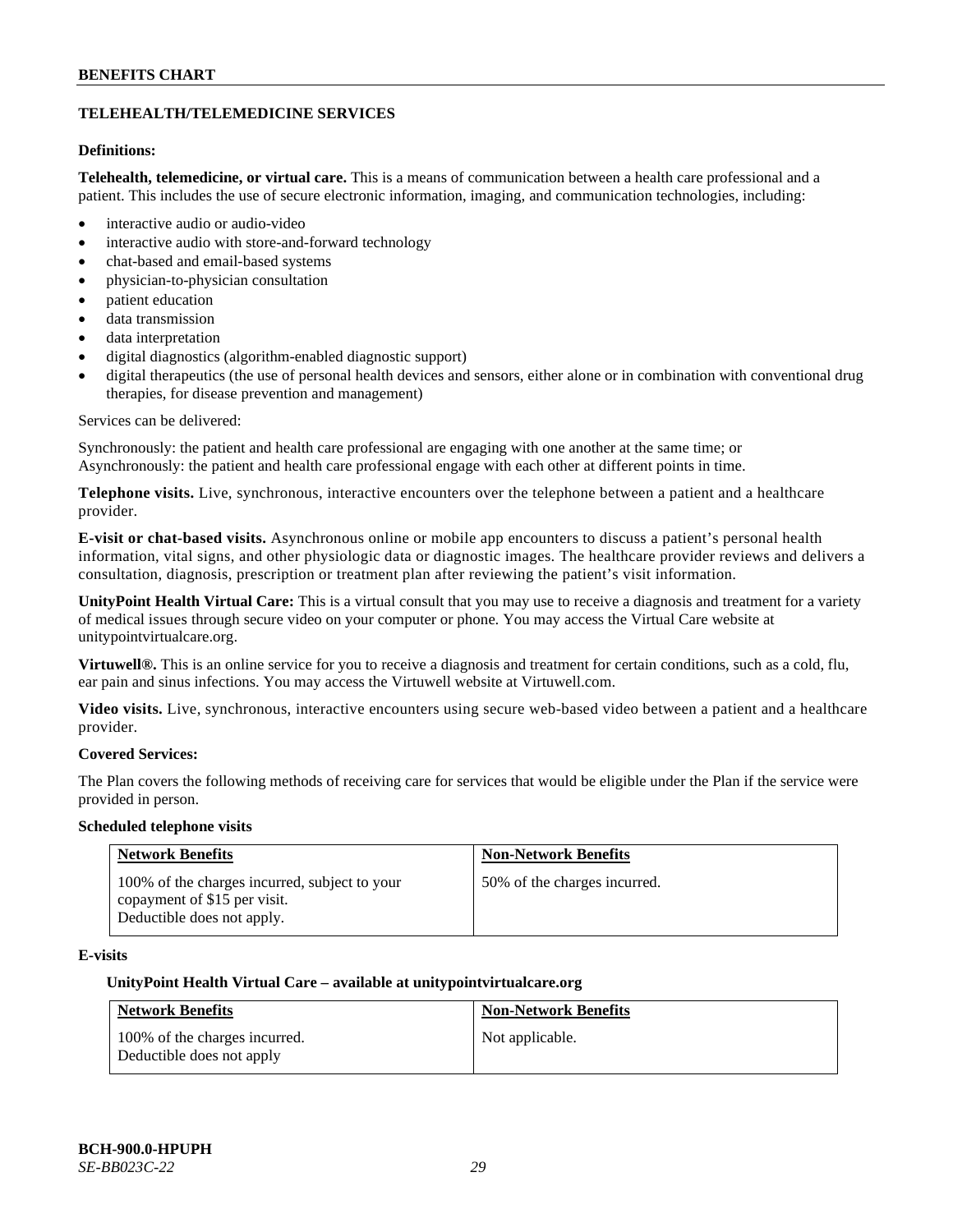## TELEHEALTH/TELEMEDICINE SERVICES

**Definitions:**

**Telehealth, telemedicine, or virtual care.** This is a means of communication between a health care professional and a patient. This includes the use of secure electronic information, imaging, and communication technologies, including:

- interactive audio or audio-video
- interactive audio with store-and-forward technology
- chat-based and email-based systems
- physician-to-physician consultation
- patient education
- data transmission
- data interpretation
- digital diagnostics (algorithm-enabled diagnostic support)
- digital therapeutics (the use of personal health devices and sensors, either alone or in combination with conventional drug therapies, for disease prevention and management)

Services can be delivered:

Synchronously: the patient and health care professional are engaging with one another at the same time; or
Asynchronously: the patient and health care professional engage with each other at different points in time.

**Telephone visits.** Live, synchronous, interactive encounters over the telephone between a patient and a healthcare provider.

**E-visit or chat-based visits.** Asynchronous online or mobile app encounters to discuss a patient's personal health information, vital signs, and other physiologic data or diagnostic images. The healthcare provider reviews and delivers a consultation, diagnosis, prescription or treatment plan after reviewing the patient's visit information.

**UnityPoint Health Virtual Care:** This is a virtual consult that you may use to receive a diagnosis and treatment for a variety of medical issues through secure video on your computer or phone. You may access the Virtual Care website at unitypointvirtualcare.org.

**Virtuwell®.** This is an online service for you to receive a diagnosis and treatment for certain conditions, such as a cold, flu, ear pain and sinus infections. You may access the Virtuwell website at Virtuwell.com.

**Video visits.** Live, synchronous, interactive encounters using secure web-based video between a patient and a healthcare provider.

**Covered Services:**

The Plan covers the following methods of receiving care for services that would be eligible under the Plan if the service were provided in person.

**Scheduled telephone visits**

| Network Benefits | Non-Network Benefits |
|---|---|
| 100% of the charges incurred, subject to your copayment of $15 per visit. Deductible does not apply. | 50% of the charges incurred. |

**E-visits**

**UnityPoint Health Virtual Care – available at unitypointvirtualcare.org**

| Network Benefits | Non-Network Benefits |
|---|---|
| 100% of the charges incurred. Deductible does not apply | Not applicable. |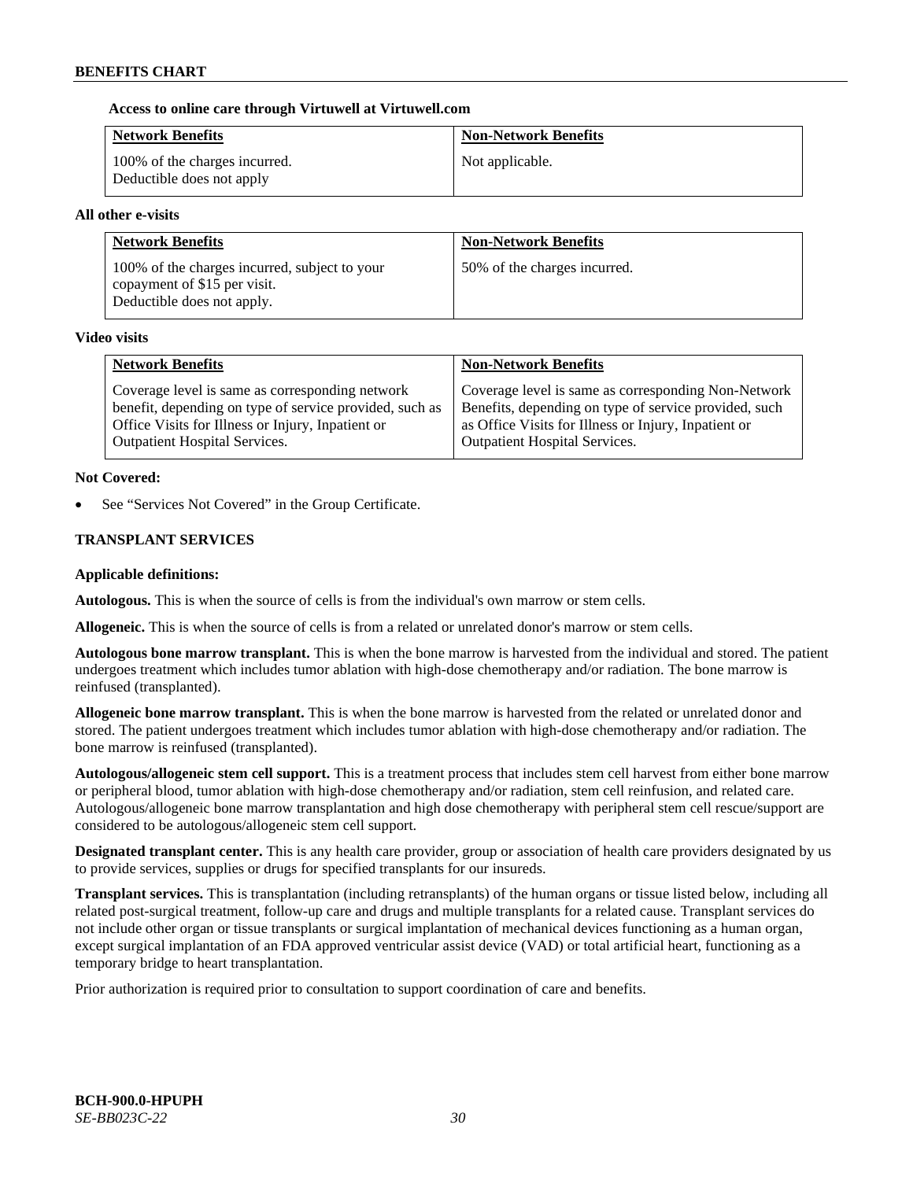**Access to online care through Virtuwell at Virtuwell.com**

| Network Benefits | Non-Network Benefits |
|---|---|
| 100% of the charges incurred. Deductible does not apply | Not applicable. |

**All other e-visits**

| Network Benefits | Non-Network Benefits |
|---|---|
| 100% of the charges incurred, subject to your copayment of $15 per visit. Deductible does not apply. | 50% of the charges incurred. |

**Video visits**

| Network Benefits | Non-Network Benefits |
|---|---|
| Coverage level is same as corresponding network benefit, depending on type of service provided, such as Office Visits for Illness or Injury, Inpatient or Outpatient Hospital Services. | Coverage level is same as corresponding Non-Network Benefits, depending on type of service provided, such as Office Visits for Illness or Injury, Inpatient or Outpatient Hospital Services. |

**Not Covered:**

- See "Services Not Covered" in the Group Certificate.

## TRANSPLANT SERVICES

**Applicable definitions:**

**Autologous.** This is when the source of cells is from the individual's own marrow or stem cells.

**Allogeneic.** This is when the source of cells is from a related or unrelated donor's marrow or stem cells.

**Autologous bone marrow transplant.** This is when the bone marrow is harvested from the individual and stored. The patient undergoes treatment which includes tumor ablation with high-dose chemotherapy and/or radiation. The bone marrow is reinfused (transplanted).

**Allogeneic bone marrow transplant.** This is when the bone marrow is harvested from the related or unrelated donor and stored. The patient undergoes treatment which includes tumor ablation with high-dose chemotherapy and/or radiation. The bone marrow is reinfused (transplanted).

**Autologous/allogeneic stem cell support.** This is a treatment process that includes stem cell harvest from either bone marrow or peripheral blood, tumor ablation with high-dose chemotherapy and/or radiation, stem cell reinfusion, and related care. Autologous/allogeneic bone marrow transplantation and high dose chemotherapy with peripheral stem cell rescue/support are considered to be autologous/allogeneic stem cell support.

**Designated transplant center.** This is any health care provider, group or association of health care providers designated by us to provide services, supplies or drugs for specified transplants for our insureds.

**Transplant services.** This is transplantation (including retransplants) of the human organs or tissue listed below, including all related post-surgical treatment, follow-up care and drugs and multiple transplants for a related cause. Transplant services do not include other organ or tissue transplants or surgical implantation of mechanical devices functioning as a human organ, except surgical implantation of an FDA approved ventricular assist device (VAD) or total artificial heart, functioning as a temporary bridge to heart transplantation.

Prior authorization is required prior to consultation to support coordination of care and benefits.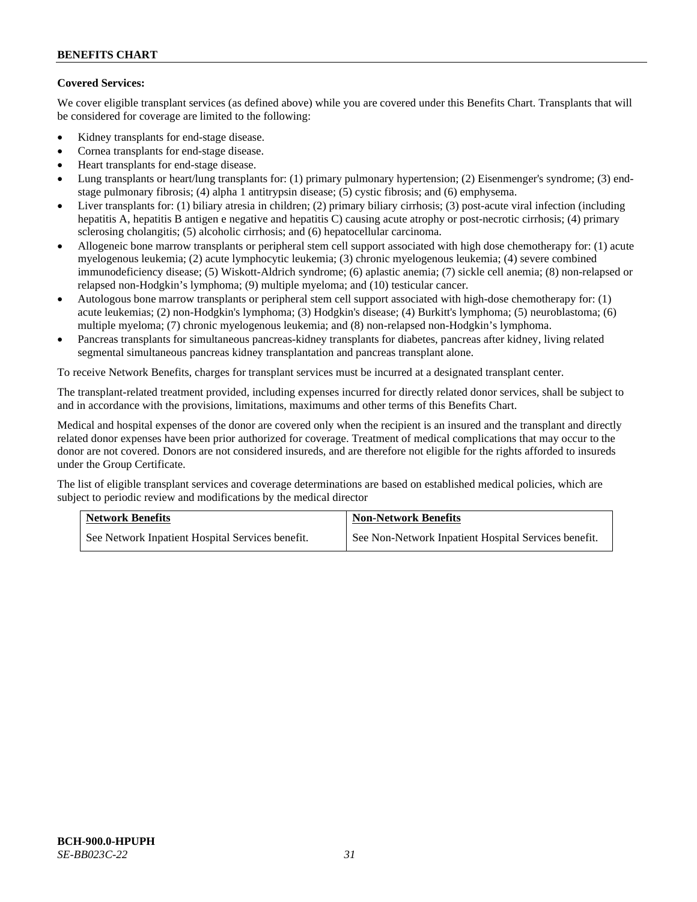**Covered Services:**

We cover eligible transplant services (as defined above) while you are covered under this Benefits Chart. Transplants that will be considered for coverage are limited to the following:

- Kidney transplants for end-stage disease.
- Cornea transplants for end-stage disease.
- Heart transplants for end-stage disease.
- Lung transplants or heart/lung transplants for: (1) primary pulmonary hypertension; (2) Eisenmenger's syndrome; (3) end-stage pulmonary fibrosis; (4) alpha 1 antitrypsin disease; (5) cystic fibrosis; and (6) emphysema.
- Liver transplants for: (1) biliary atresia in children; (2) primary biliary cirrhosis; (3) post-acute viral infection (including hepatitis A, hepatitis B antigen e negative and hepatitis C) causing acute atrophy or post-necrotic cirrhosis; (4) primary sclerosing cholangitis; (5) alcoholic cirrhosis; and (6) hepatocellular carcinoma.
- Allogeneic bone marrow transplants or peripheral stem cell support associated with high dose chemotherapy for: (1) acute myelogenous leukemia; (2) acute lymphocytic leukemia; (3) chronic myelogenous leukemia; (4) severe combined immunodeficiency disease; (5) Wiskott-Aldrich syndrome; (6) aplastic anemia; (7) sickle cell anemia; (8) non-relapsed or relapsed non-Hodgkin's lymphoma; (9) multiple myeloma; and (10) testicular cancer.
- Autologous bone marrow transplants or peripheral stem cell support associated with high-dose chemotherapy for: (1) acute leukemias; (2) non-Hodgkin's lymphoma; (3) Hodgkin's disease; (4) Burkitt's lymphoma; (5) neuroblastoma; (6) multiple myeloma; (7) chronic myelogenous leukemia; and (8) non-relapsed non-Hodgkin's lymphoma.
- Pancreas transplants for simultaneous pancreas-kidney transplants for diabetes, pancreas after kidney, living related segmental simultaneous pancreas kidney transplantation and pancreas transplant alone.

To receive Network Benefits, charges for transplant services must be incurred at a designated transplant center.

The transplant-related treatment provided, including expenses incurred for directly related donor services, shall be subject to and in accordance with the provisions, limitations, maximums and other terms of this Benefits Chart.

Medical and hospital expenses of the donor are covered only when the recipient is an insured and the transplant and directly related donor expenses have been prior authorized for coverage. Treatment of medical complications that may occur to the donor are not covered. Donors are not considered insureds, and are therefore not eligible for the rights afforded to insureds under the Group Certificate.

The list of eligible transplant services and coverage determinations are based on established medical policies, which are subject to periodic review and modifications by the medical director

| Network Benefits | Non-Network Benefits |
|---|---|
| See Network Inpatient Hospital Services benefit. | See Non-Network Inpatient Hospital Services benefit. |

**BCH-900.0-HPUPH**
*SE-BB023C-22*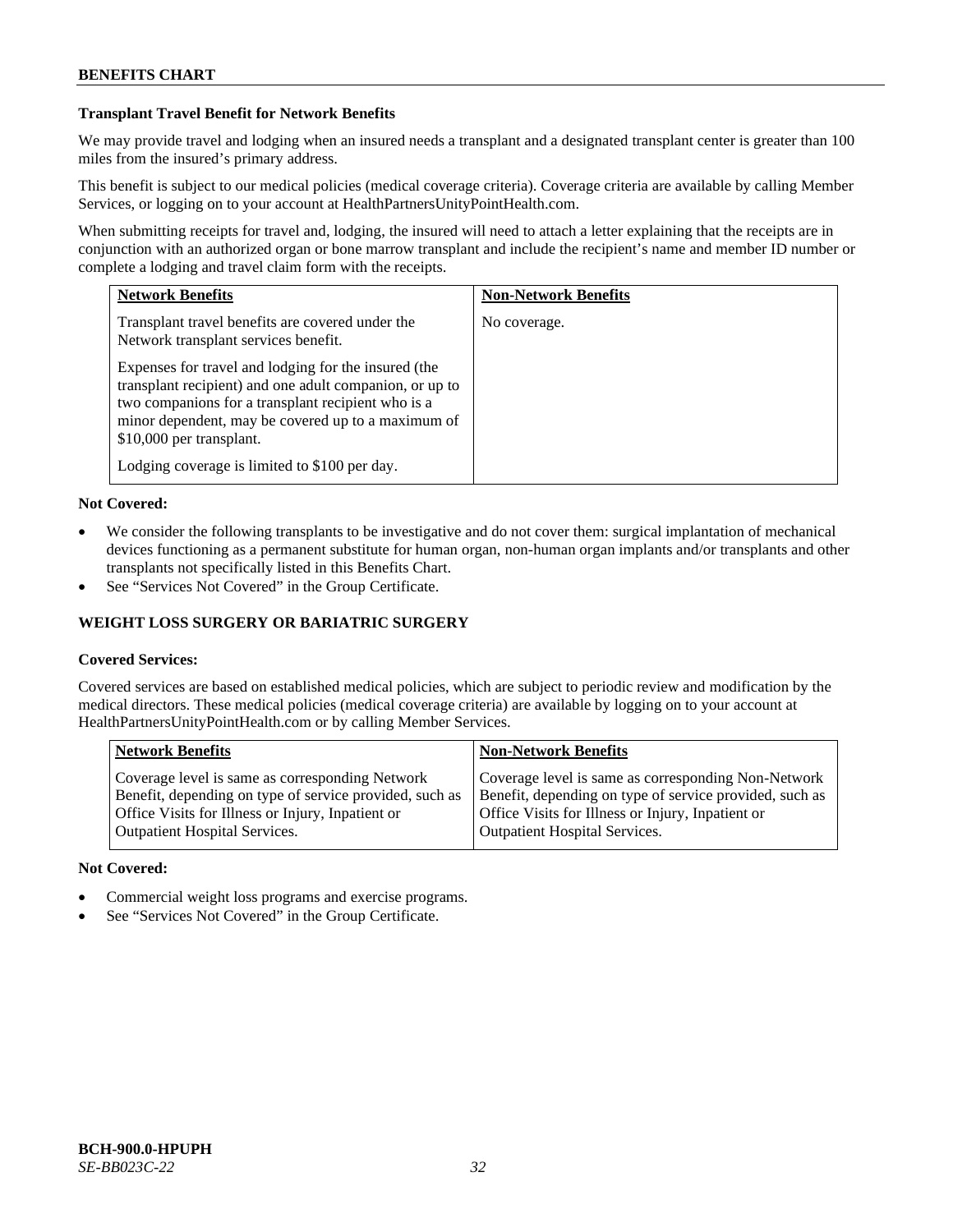### Transplant Travel Benefit for Network Benefits

We may provide travel and lodging when an insured needs a transplant and a designated transplant center is greater than 100 miles from the insured's primary address.

This benefit is subject to our medical policies (medical coverage criteria). Coverage criteria are available by calling Member Services, or logging on to your account at HealthPartnersUnityPointHealth.com.

When submitting receipts for travel and, lodging, the insured will need to attach a letter explaining that the receipts are in conjunction with an authorized organ or bone marrow transplant and include the recipient's name and member ID number or complete a lodging and travel claim form with the receipts.

| Network Benefits | Non-Network Benefits |
|---|---|
| Transplant travel benefits are covered under the Network transplant services benefit.<br><br>Expenses for travel and lodging for the insured (the transplant recipient) and one adult companion, or up to two companions for a transplant recipient who is a minor dependent, may be covered up to a maximum of $10,000 per transplant.<br><br>Lodging coverage is limited to $100 per day. | No coverage. |

**Not Covered:**

- We consider the following transplants to be investigative and do not cover them: surgical implantation of mechanical devices functioning as a permanent substitute for human organ, non-human organ implants and/or transplants and other transplants not specifically listed in this Benefits Chart.
- See "Services Not Covered" in the Group Certificate.

## WEIGHT LOSS SURGERY OR BARIATRIC SURGERY

**Covered Services:**

Covered services are based on established medical policies, which are subject to periodic review and modification by the medical directors. These medical policies (medical coverage criteria) are available by logging on to your account at HealthPartnersUnityPointHealth.com or by calling Member Services.

| Network Benefits | Non-Network Benefits |
|---|---|
| Coverage level is same as corresponding Network Benefit, depending on type of service provided, such as Office Visits for Illness or Injury, Inpatient or Outpatient Hospital Services. | Coverage level is same as corresponding Non-Network Benefit, depending on type of service provided, such as Office Visits for Illness or Injury, Inpatient or Outpatient Hospital Services. |

**Not Covered:**

- Commercial weight loss programs and exercise programs.
- See "Services Not Covered" in the Group Certificate.